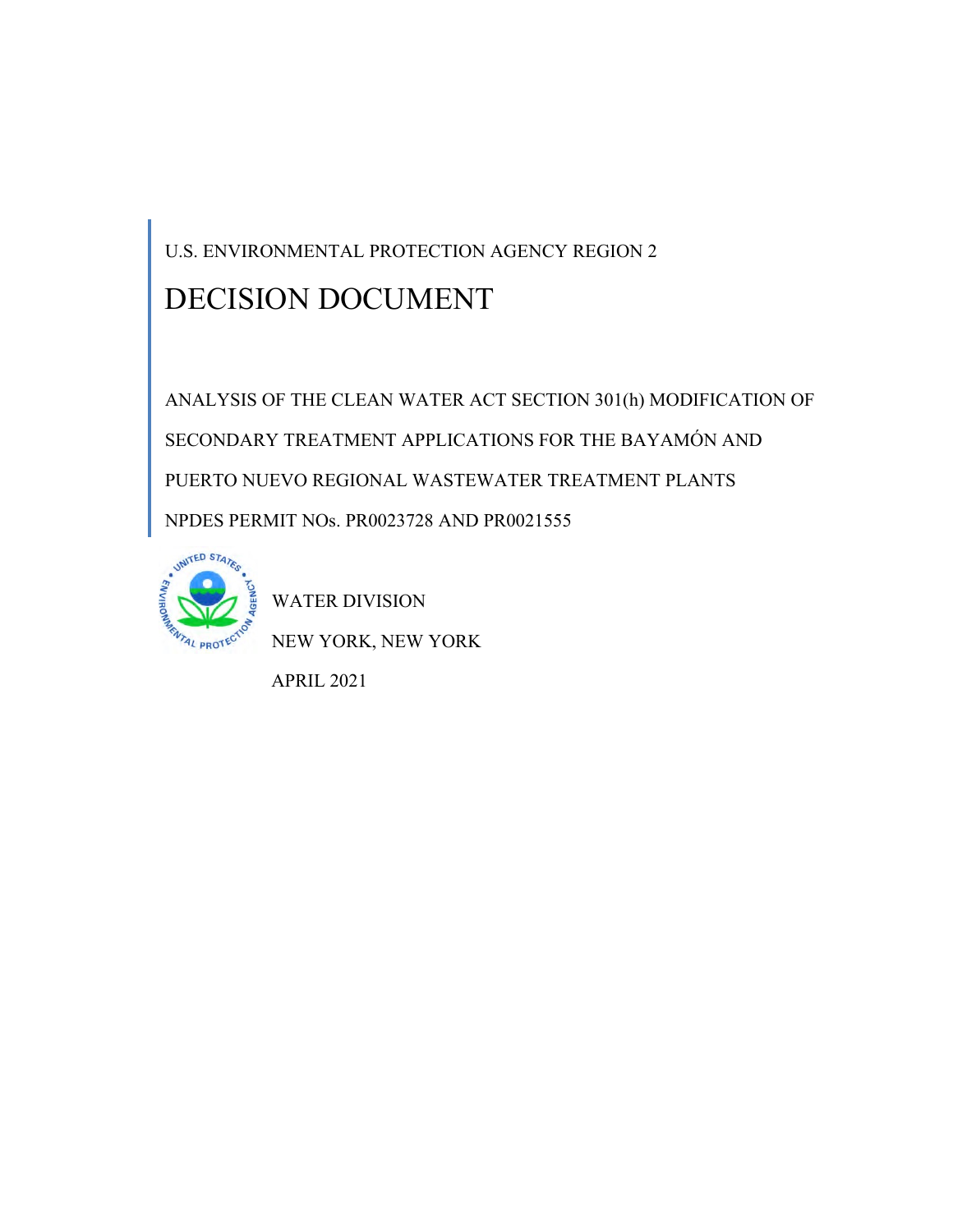U.S. ENVIRONMENTAL PROTECTION AGENCY REGION 2

# DECISION DOCUMENT

ANALYSIS OF THE CLEAN WATER ACT SECTION 301(h) MODIFICATION OF SECONDARY TREATMENT APPLICATIONS FOR THE BAYAMÓN AND PUERTO NUEVO REGIONAL WASTEWATER TREATMENT PLANTS

NPDES PERMIT NOs. PR0023728 AND PR0021555

WATER DIVISION

NEW YORK, NEW YORK

APRIL 2021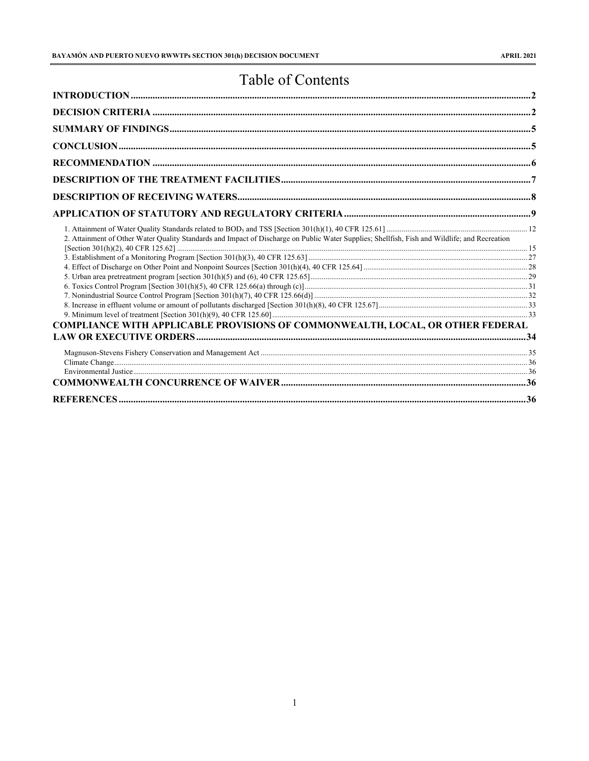# Table of Contents

**INTRODUCTION** .......... 2

**DECISION CRITERIA** .......... 2

**SUMMARY OF FINDINGS** .......... 5

**CONCLUSION** .......... 5

**RECOMMENDATION** .......... 6

**DESCRIPTION OF THE TREATMENT FACILITIES** .......... 7

**DESCRIPTION OF RECEIVING WATERS** .......... 8

**APPLICATION OF STATUTORY AND REGULATORY CRITERIA** .......... 9

- 1. Attainment of Water Quality Standards related to $BOD_5$ and TSS [Section 301(h)(1), 40 CFR 125.61] .......... 12
- 2. Attainment of Other Water Quality Standards and Impact of Discharge on Public Water Supplies; Shellfish, Fish and Wildlife; and Recreation [Section 301(h)(2), 40 CFR 125.62] .......... 15
- 3. Establishment of a Monitoring Program [Section 301(h)(3), 40 CFR 125.63] .......... 27
- 4. Effect of Discharge on Other Point and Nonpoint Sources [Section 301(h)(4), 40 CFR 125.64] .......... 28
- 5. Urban area pretreatment program [section 301(h)(5) and (6), 40 CFR 125.65] .......... 29
- 6. Toxics Control Program [Section 301(h)(5), 40 CFR 125.66(a) through (c)] .......... 31
- 7. Nonindustrial Source Control Program [Section 301(h)(7), 40 CFR 125.66(d)] .......... 32
- 8. Increase in effluent volume or amount of pollutants discharged [Section 301(h)(8), 40 CFR 125.67] .......... 33
- 9. Minimum level of treatment [Section 301(h)(9), 40 CFR 125.60] .......... 33

**COMPLIANCE WITH APPLICABLE PROVISIONS OF COMMONWEALTH, LOCAL, OR OTHER FEDERAL LAW OR EXECUTIVE ORDERS** .......... 34

- Magnuson-Stevens Fishery Conservation and Management Act .......... 35
- Climate Change .......... 36
- Environmental Justice .......... 36

**COMMONWEALTH CONCURRENCE OF WAIVER** .......... 36

**REFERENCES** .......... 36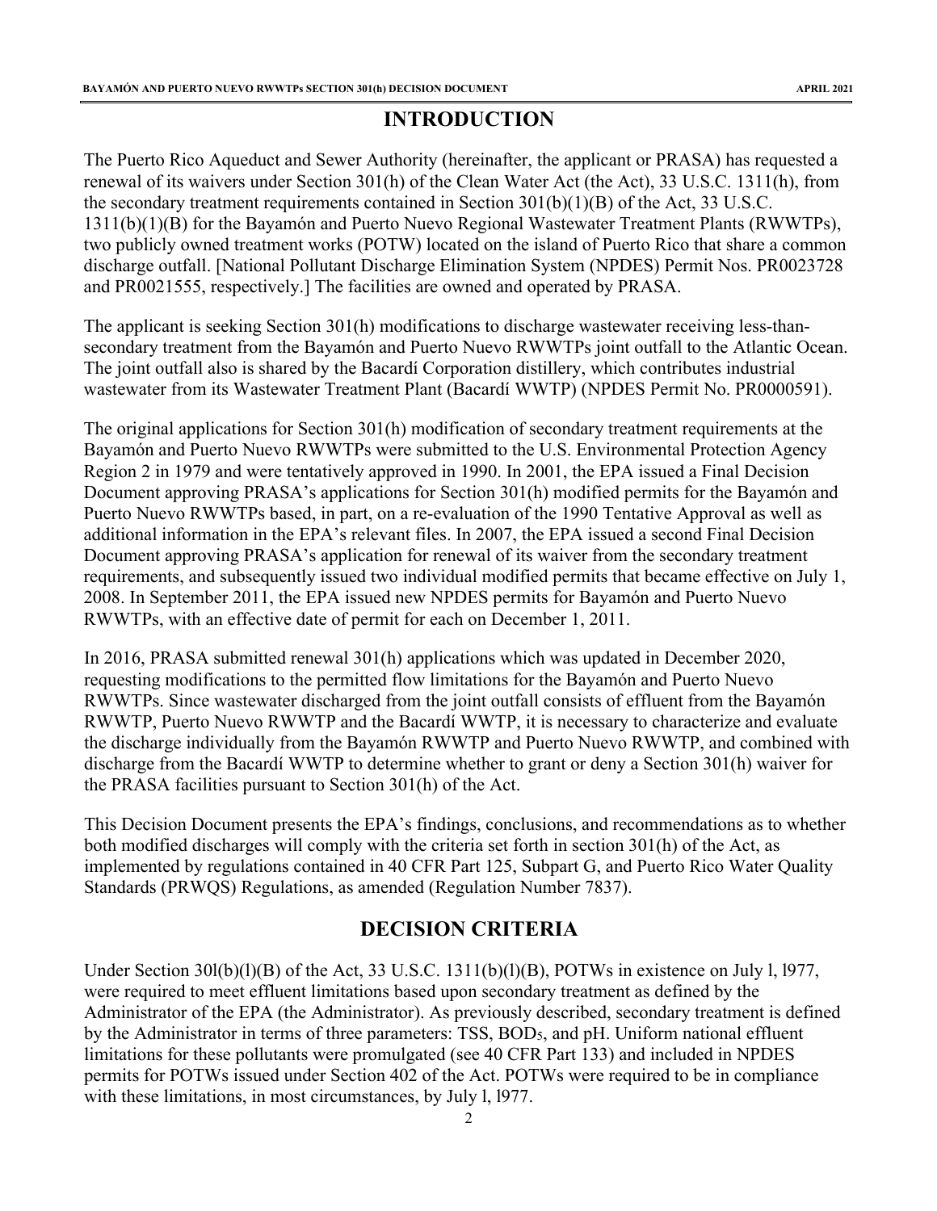# INTRODUCTION

The Puerto Rico Aqueduct and Sewer Authority (hereinafter, the applicant or PRASA) has requested a renewal of its waivers under Section 301(h) of the Clean Water Act (the Act), 33 U.S.C. 1311(h), from the secondary treatment requirements contained in Section 301(b)(1)(B) of the Act, 33 U.S.C. 1311(b)(1)(B) for the Bayamón and Puerto Nuevo Regional Wastewater Treatment Plants (RWWTPs), two publicly owned treatment works (POTW) located on the island of Puerto Rico that share a common discharge outfall. [National Pollutant Discharge Elimination System (NPDES) Permit Nos. PR0023728 and PR0021555, respectively.] The facilities are owned and operated by PRASA.

The applicant is seeking Section 301(h) modifications to discharge wastewater receiving less-than-secondary treatment from the Bayamón and Puerto Nuevo RWWTPs joint outfall to the Atlantic Ocean. The joint outfall also is shared by the Bacardí Corporation distillery, which contributes industrial wastewater from its Wastewater Treatment Plant (Bacardí WWTP) (NPDES Permit No. PR0000591).

The original applications for Section 301(h) modification of secondary treatment requirements at the Bayamón and Puerto Nuevo RWWTPs were submitted to the U.S. Environmental Protection Agency Region 2 in 1979 and were tentatively approved in 1990. In 2001, the EPA issued a Final Decision Document approving PRASA's applications for Section 301(h) modified permits for the Bayamón and Puerto Nuevo RWWTPs based, in part, on a re-evaluation of the 1990 Tentative Approval as well as additional information in the EPA's relevant files. In 2007, the EPA issued a second Final Decision Document approving PRASA's application for renewal of its waiver from the secondary treatment requirements, and subsequently issued two individual modified permits that became effective on July 1, 2008. In September 2011, the EPA issued new NPDES permits for Bayamón and Puerto Nuevo RWWTPs, with an effective date of permit for each on December 1, 2011.

In 2016, PRASA submitted renewal 301(h) applications which was updated in December 2020, requesting modifications to the permitted flow limitations for the Bayamón and Puerto Nuevo RWWTPs. Since wastewater discharged from the joint outfall consists of effluent from the Bayamón RWWTP, Puerto Nuevo RWWTP and the Bacardí WWTP, it is necessary to characterize and evaluate the discharge individually from the Bayamón RWWTP and Puerto Nuevo RWWTP, and combined with discharge from the Bacardí WWTP to determine whether to grant or deny a Section 301(h) waiver for the PRASA facilities pursuant to Section 301(h) of the Act.

This Decision Document presents the EPA's findings, conclusions, and recommendations as to whether both modified discharges will comply with the criteria set forth in section 301(h) of the Act, as implemented by regulations contained in 40 CFR Part 125, Subpart G, and Puerto Rico Water Quality Standards (PRWQS) Regulations, as amended (Regulation Number 7837).

# DECISION CRITERIA

Under Section 30l(b)(l)(B) of the Act, 33 U.S.C. 1311(b)(l)(B), POTWs in existence on July l, l977, were required to meet effluent limitations based upon secondary treatment as defined by the Administrator of the EPA (the Administrator). As previously described, secondary treatment is defined by the Administrator in terms of three parameters: TSS, $BOD_5$, and pH. Uniform national effluent limitations for these pollutants were promulgated (see 40 CFR Part 133) and included in NPDES permits for POTWs issued under Section 402 of the Act. POTWs were required to be in compliance with these limitations, in most circumstances, by July l, l977.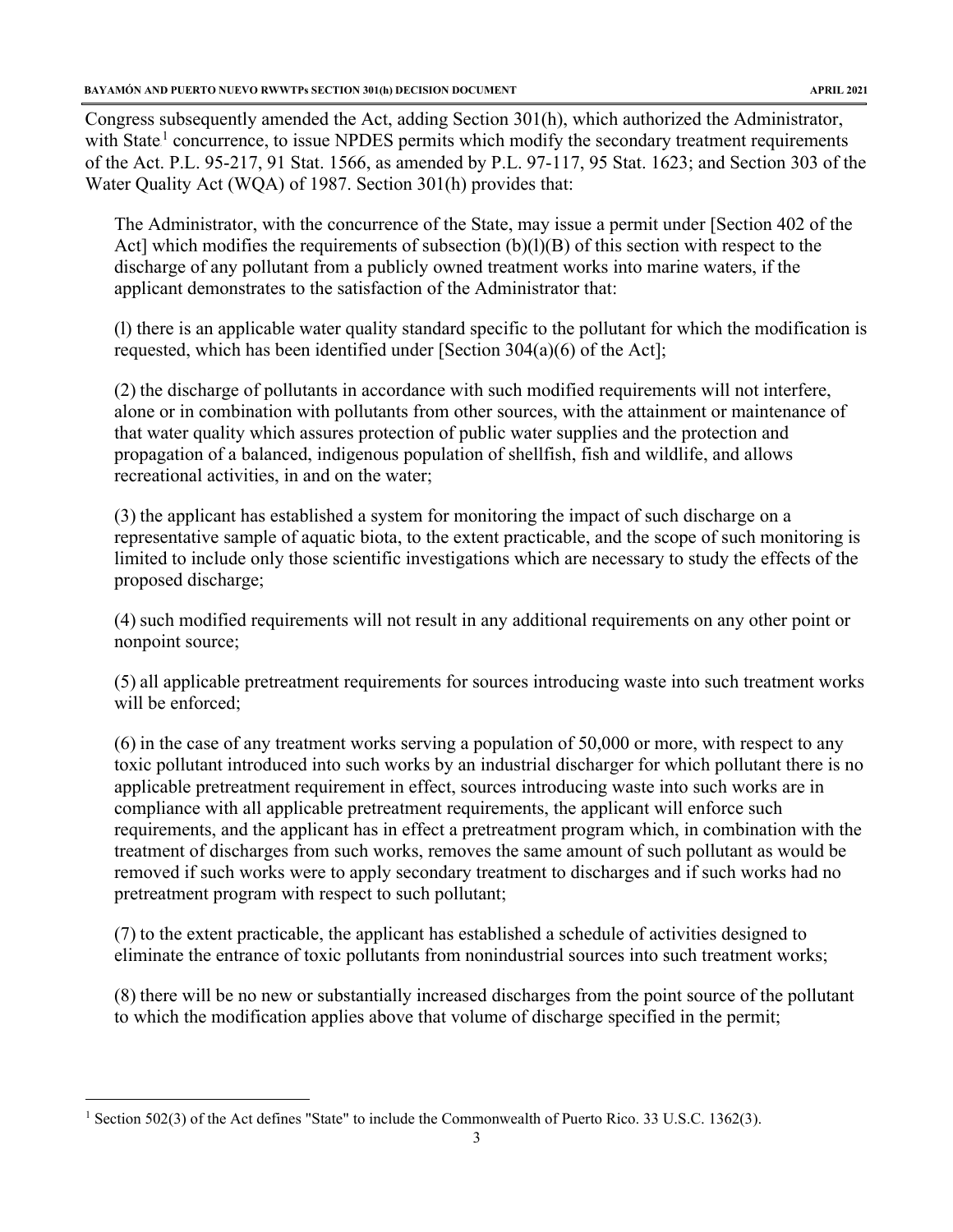Congress subsequently amended the Act, adding Section 301(h), which authorized the Administrator, with State[1] concurrence, to issue NPDES permits which modify the secondary treatment requirements of the Act. P.L. 95-217, 91 Stat. 1566, as amended by P.L. 97-117, 95 Stat. 1623; and Section 303 of the Water Quality Act (WQA) of 1987. Section 301(h) provides that:

> The Administrator, with the concurrence of the State, may issue a permit under [Section 402 of the Act] which modifies the requirements of subsection (b)(l)(B) of this section with respect to the discharge of any pollutant from a publicly owned treatment works into marine waters, if the applicant demonstrates to the satisfaction of the Administrator that:
>
> (l) there is an applicable water quality standard specific to the pollutant for which the modification is requested, which has been identified under [Section 304(a)(6) of the Act];
>
> (2) the discharge of pollutants in accordance with such modified requirements will not interfere, alone or in combination with pollutants from other sources, with the attainment or maintenance of that water quality which assures protection of public water supplies and the protection and propagation of a balanced, indigenous population of shellfish, fish and wildlife, and allows recreational activities, in and on the water;
>
> (3) the applicant has established a system for monitoring the impact of such discharge on a representative sample of aquatic biota, to the extent practicable, and the scope of such monitoring is limited to include only those scientific investigations which are necessary to study the effects of the proposed discharge;
>
> (4) such modified requirements will not result in any additional requirements on any other point or nonpoint source;
>
> (5) all applicable pretreatment requirements for sources introducing waste into such treatment works will be enforced;
>
> (6) in the case of any treatment works serving a population of 50,000 or more, with respect to any toxic pollutant introduced into such works by an industrial discharger for which pollutant there is no applicable pretreatment requirement in effect, sources introducing waste into such works are in compliance with all applicable pretreatment requirements, the applicant will enforce such requirements, and the applicant has in effect a pretreatment program which, in combination with the treatment of discharges from such works, removes the same amount of such pollutant as would be removed if such works were to apply secondary treatment to discharges and if such works had no pretreatment program with respect to such pollutant;
>
> (7) to the extent practicable, the applicant has established a schedule of activities designed to eliminate the entrance of toxic pollutants from nonindustrial sources into such treatment works;
>
> (8) there will be no new or substantially increased discharges from the point source of the pollutant to which the modification applies above that volume of discharge specified in the permit;

[1] Section 502(3) of the Act defines "State" to include the Commonwealth of Puerto Rico. 33 U.S.C. 1362(3).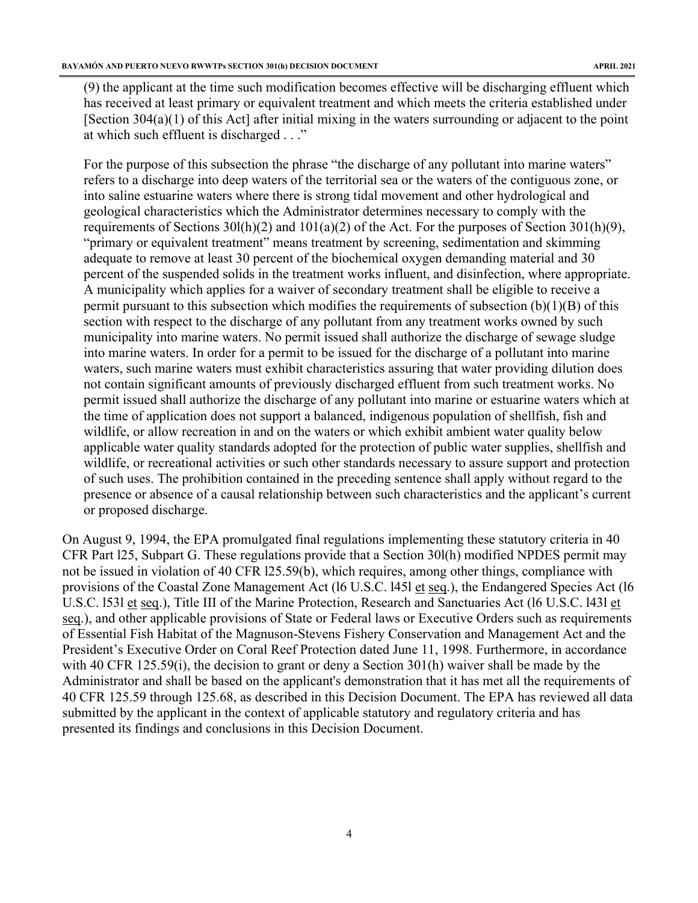(9) the applicant at the time such modification becomes effective will be discharging effluent which has received at least primary or equivalent treatment and which meets the criteria established under [Section 304(a)(1) of this Act] after initial mixing in the waters surrounding or adjacent to the point at which such effluent is discharged . . ."

For the purpose of this subsection the phrase "the discharge of any pollutant into marine waters" refers to a discharge into deep waters of the territorial sea or the waters of the contiguous zone, or into saline estuarine waters where there is strong tidal movement and other hydrological and geological characteristics which the Administrator determines necessary to comply with the requirements of Sections 30l(h)(2) and 101(a)(2) of the Act. For the purposes of Section 301(h)(9), "primary or equivalent treatment" means treatment by screening, sedimentation and skimming adequate to remove at least 30 percent of the biochemical oxygen demanding material and 30 percent of the suspended solids in the treatment works influent, and disinfection, where appropriate. A municipality which applies for a waiver of secondary treatment shall be eligible to receive a permit pursuant to this subsection which modifies the requirements of subsection (b)(1)(B) of this section with respect to the discharge of any pollutant from any treatment works owned by such municipality into marine waters. No permit issued shall authorize the discharge of sewage sludge into marine waters. In order for a permit to be issued for the discharge of a pollutant into marine waters, such marine waters must exhibit characteristics assuring that water providing dilution does not contain significant amounts of previously discharged effluent from such treatment works. No permit issued shall authorize the discharge of any pollutant into marine or estuarine waters which at the time of application does not support a balanced, indigenous population of shellfish, fish and wildlife, or allow recreation in and on the waters or which exhibit ambient water quality below applicable water quality standards adopted for the protection of public water supplies, shellfish and wildlife, or recreational activities or such other standards necessary to assure support and protection of such uses. The prohibition contained in the preceding sentence shall apply without regard to the presence or absence of a causal relationship between such characteristics and the applicant's current or proposed discharge.

On August 9, 1994, the EPA promulgated final regulations implementing these statutory criteria in 40 CFR Part l25, Subpart G. These regulations provide that a Section 30l(h) modified NPDES permit may not be issued in violation of 40 CFR l25.59(b), which requires, among other things, compliance with provisions of the Coastal Zone Management Act (l6 U.S.C. l45l et seq.), the Endangered Species Act (l6 U.S.C. l53l et seq.), Title III of the Marine Protection, Research and Sanctuaries Act (l6 U.S.C. l43l et seq.), and other applicable provisions of State or Federal laws or Executive Orders such as requirements of Essential Fish Habitat of the Magnuson-Stevens Fishery Conservation and Management Act and the President's Executive Order on Coral Reef Protection dated June 11, 1998. Furthermore, in accordance with 40 CFR 125.59(i), the decision to grant or deny a Section 301(h) waiver shall be made by the Administrator and shall be based on the applicant's demonstration that it has met all the requirements of 40 CFR 125.59 through 125.68, as described in this Decision Document. The EPA has reviewed all data submitted by the applicant in the context of applicable statutory and regulatory criteria and has presented its findings and conclusions in this Decision Document.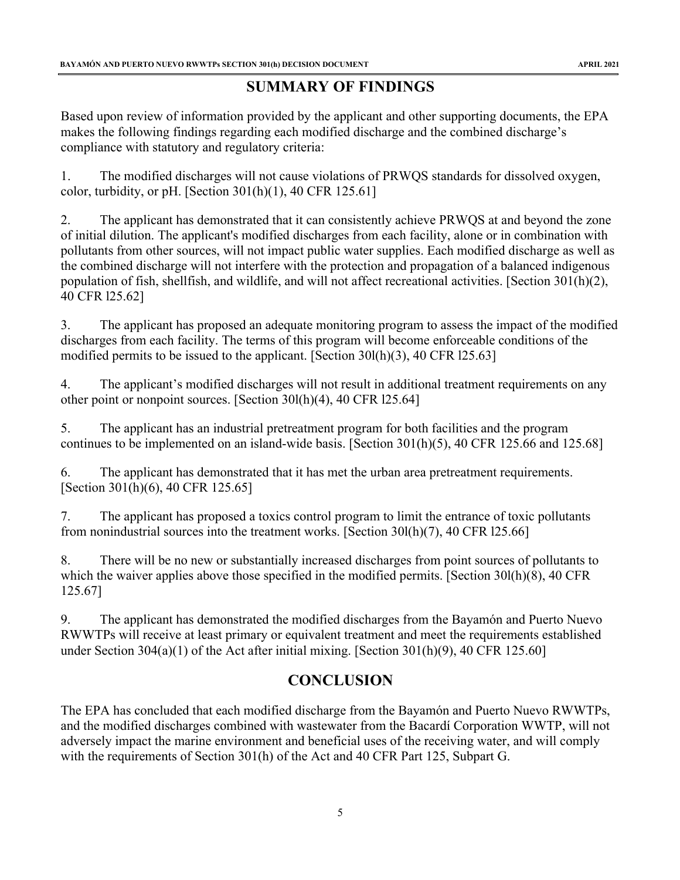## SUMMARY OF FINDINGS

Based upon review of information provided by the applicant and other supporting documents, the EPA makes the following findings regarding each modified discharge and the combined discharge's compliance with statutory and regulatory criteria:

1. The modified discharges will not cause violations of PRWQS standards for dissolved oxygen, color, turbidity, or pH. [Section 301(h)(1), 40 CFR 125.61]

2. The applicant has demonstrated that it can consistently achieve PRWQS at and beyond the zone of initial dilution. The applicant's modified discharges from each facility, alone or in combination with pollutants from other sources, will not impact public water supplies. Each modified discharge as well as the combined discharge will not interfere with the protection and propagation of a balanced indigenous population of fish, shellfish, and wildlife, and will not affect recreational activities. [Section 301(h)(2), 40 CFR l25.62]

3. The applicant has proposed an adequate monitoring program to assess the impact of the modified discharges from each facility. The terms of this program will become enforceable conditions of the modified permits to be issued to the applicant. [Section 30l(h)(3), 40 CFR l25.63]

4. The applicant's modified discharges will not result in additional treatment requirements on any other point or nonpoint sources. [Section 30l(h)(4), 40 CFR l25.64]

5. The applicant has an industrial pretreatment program for both facilities and the program continues to be implemented on an island-wide basis. [Section 301(h)(5), 40 CFR 125.66 and 125.68]

6. The applicant has demonstrated that it has met the urban area pretreatment requirements. [Section 301(h)(6), 40 CFR 125.65]

7. The applicant has proposed a toxics control program to limit the entrance of toxic pollutants from nonindustrial sources into the treatment works. [Section 30l(h)(7), 40 CFR l25.66]

8. There will be no new or substantially increased discharges from point sources of pollutants to which the waiver applies above those specified in the modified permits. [Section 30l(h)(8), 40 CFR 125.67]

9. The applicant has demonstrated the modified discharges from the Bayamón and Puerto Nuevo RWWTPs will receive at least primary or equivalent treatment and meet the requirements established under Section 304(a)(1) of the Act after initial mixing. [Section 301(h)(9), 40 CFR 125.60]

## CONCLUSION

The EPA has concluded that each modified discharge from the Bayamón and Puerto Nuevo RWWTPs, and the modified discharges combined with wastewater from the Bacardí Corporation WWTP, will not adversely impact the marine environment and beneficial uses of the receiving water, and will comply with the requirements of Section 301(h) of the Act and 40 CFR Part 125, Subpart G.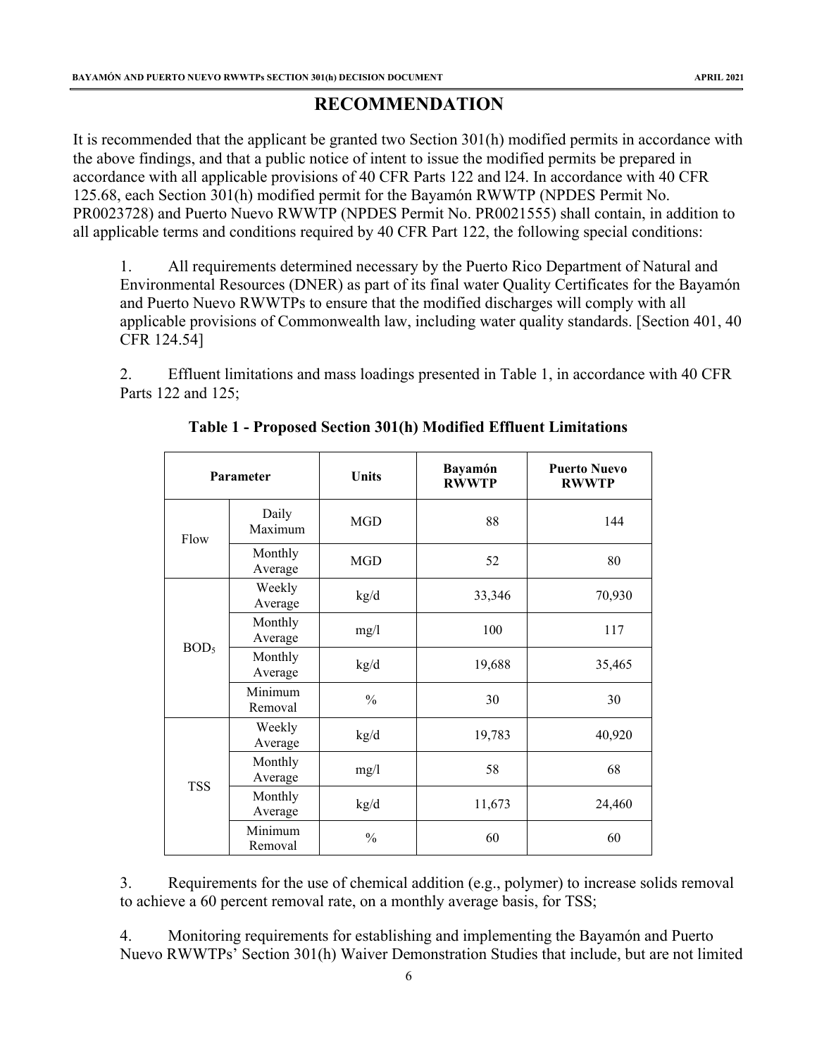# RECOMMENDATION

It is recommended that the applicant be granted two Section 301(h) modified permits in accordance with the above findings, and that a public notice of intent to issue the modified permits be prepared in accordance with all applicable provisions of 40 CFR Parts 122 and l24. In accordance with 40 CFR 125.68, each Section 301(h) modified permit for the Bayamón RWWTP (NPDES Permit No. PR0023728) and Puerto Nuevo RWWTP (NPDES Permit No. PR0021555) shall contain, in addition to all applicable terms and conditions required by 40 CFR Part 122, the following special conditions:

1. All requirements determined necessary by the Puerto Rico Department of Natural and Environmental Resources (DNER) as part of its final water Quality Certificates for the Bayamón and Puerto Nuevo RWWTPs to ensure that the modified discharges will comply with all applicable provisions of Commonwealth law, including water quality standards. [Section 401, 40 CFR 124.54]

2. Effluent limitations and mass loadings presented in Table 1, in accordance with 40 CFR Parts 122 and 125;

**Table 1 - Proposed Section 301(h) Modified Effluent Limitations**

| Parameter | | Units | Bayamón RWWTP | Puerto Nuevo RWWTP |
|---|---|---|---|---|
| Flow | Daily Maximum | MGD | 88 | 144 |
| | Monthly Average | MGD | 52 | 80 |
| $BOD_5$ | Weekly Average | kg/d | 33,346 | 70,930 |
| | Monthly Average | mg/l | 100 | 117 |
| | Monthly Average | kg/d | 19,688 | 35,465 |
| | Minimum Removal | % | 30 | 30 |
| TSS | Weekly Average | kg/d | 19,783 | 40,920 |
| | Monthly Average | mg/l | 58 | 68 |
| | Monthly Average | kg/d | 11,673 | 24,460 |
| | Minimum Removal | % | 60 | 60 |

3. Requirements for the use of chemical addition (e.g., polymer) to increase solids removal to achieve a 60 percent removal rate, on a monthly average basis, for TSS;

4. Monitoring requirements for establishing and implementing the Bayamón and Puerto Nuevo RWWTPs' Section 301(h) Waiver Demonstration Studies that include, but are not limited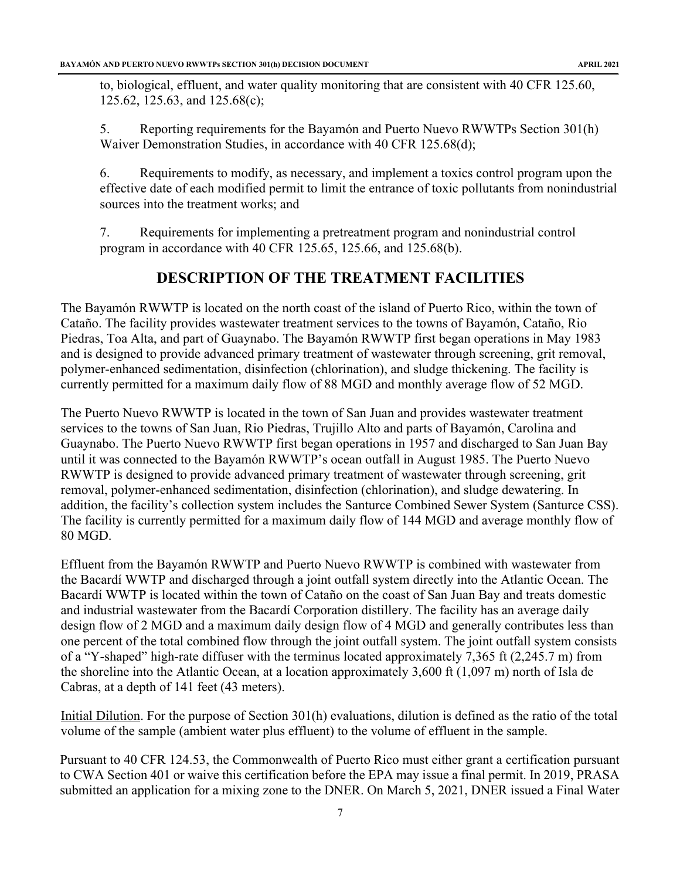to, biological, effluent, and water quality monitoring that are consistent with 40 CFR 125.60, 125.62, 125.63, and 125.68(c);

5. Reporting requirements for the Bayamón and Puerto Nuevo RWWTPs Section 301(h) Waiver Demonstration Studies, in accordance with 40 CFR 125.68(d);

6. Requirements to modify, as necessary, and implement a toxics control program upon the effective date of each modified permit to limit the entrance of toxic pollutants from nonindustrial sources into the treatment works; and

7. Requirements for implementing a pretreatment program and nonindustrial control program in accordance with 40 CFR 125.65, 125.66, and 125.68(b).

## DESCRIPTION OF THE TREATMENT FACILITIES

The Bayamón RWWTP is located on the north coast of the island of Puerto Rico, within the town of Cataño. The facility provides wastewater treatment services to the towns of Bayamón, Cataño, Rio Piedras, Toa Alta, and part of Guaynabo. The Bayamón RWWTP first began operations in May 1983 and is designed to provide advanced primary treatment of wastewater through screening, grit removal, polymer-enhanced sedimentation, disinfection (chlorination), and sludge thickening. The facility is currently permitted for a maximum daily flow of 88 MGD and monthly average flow of 52 MGD.

The Puerto Nuevo RWWTP is located in the town of San Juan and provides wastewater treatment services to the towns of San Juan, Rio Piedras, Trujillo Alto and parts of Bayamón, Carolina and Guaynabo. The Puerto Nuevo RWWTP first began operations in 1957 and discharged to San Juan Bay until it was connected to the Bayamón RWWTP's ocean outfall in August 1985. The Puerto Nuevo RWWTP is designed to provide advanced primary treatment of wastewater through screening, grit removal, polymer-enhanced sedimentation, disinfection (chlorination), and sludge dewatering. In addition, the facility's collection system includes the Santurce Combined Sewer System (Santurce CSS). The facility is currently permitted for a maximum daily flow of 144 MGD and average monthly flow of 80 MGD.

Effluent from the Bayamón RWWTP and Puerto Nuevo RWWTP is combined with wastewater from the Bacardí WWTP and discharged through a joint outfall system directly into the Atlantic Ocean. The Bacardí WWTP is located within the town of Cataño on the coast of San Juan Bay and treats domestic and industrial wastewater from the Bacardí Corporation distillery. The facility has an average daily design flow of 2 MGD and a maximum daily design flow of 4 MGD and generally contributes less than one percent of the total combined flow through the joint outfall system. The joint outfall system consists of a "Y-shaped" high-rate diffuser with the terminus located approximately 7,365 ft (2,245.7 m) from the shoreline into the Atlantic Ocean, at a location approximately 3,600 ft (1,097 m) north of Isla de Cabras, at a depth of 141 feet (43 meters).

Initial Dilution. For the purpose of Section 301(h) evaluations, dilution is defined as the ratio of the total volume of the sample (ambient water plus effluent) to the volume of effluent in the sample.

Pursuant to 40 CFR 124.53, the Commonwealth of Puerto Rico must either grant a certification pursuant to CWA Section 401 or waive this certification before the EPA may issue a final permit. In 2019, PRASA submitted an application for a mixing zone to the DNER. On March 5, 2021, DNER issued a Final Water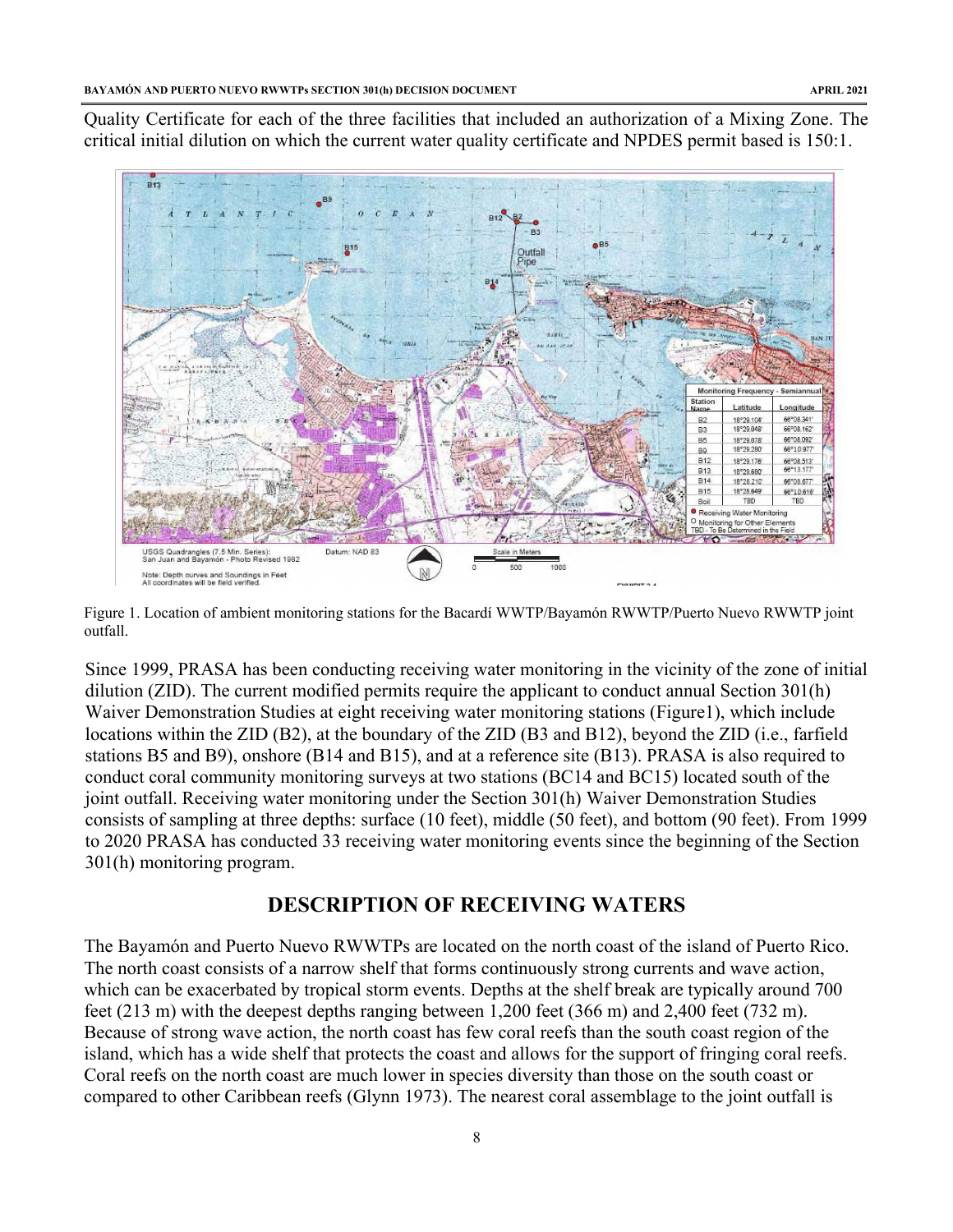Quality Certificate for each of the three facilities that included an authorization of a Mixing Zone. The critical initial dilution on which the current water quality certificate and NPDES permit based is 150:1.

Figure 1. Location of ambient monitoring stations for the Bacardí WWTP/Bayamón RWWTP/Puerto Nuevo RWWTP joint outfall.

Since 1999, PRASA has been conducting receiving water monitoring in the vicinity of the zone of initial dilution (ZID). The current modified permits require the applicant to conduct annual Section 301(h) Waiver Demonstration Studies at eight receiving water monitoring stations (Figure1), which include locations within the ZID (B2), at the boundary of the ZID (B3 and B12), beyond the ZID (i.e., farfield stations B5 and B9), onshore (B14 and B15), and at a reference site (B13). PRASA is also required to conduct coral community monitoring surveys at two stations (BC14 and BC15) located south of the joint outfall. Receiving water monitoring under the Section 301(h) Waiver Demonstration Studies consists of sampling at three depths: surface (10 feet), middle (50 feet), and bottom (90 feet). From 1999 to 2020 PRASA has conducted 33 receiving water monitoring events since the beginning of the Section 301(h) monitoring program.

## DESCRIPTION OF RECEIVING WATERS

The Bayamón and Puerto Nuevo RWWTPs are located on the north coast of the island of Puerto Rico. The north coast consists of a narrow shelf that forms continuously strong currents and wave action, which can be exacerbated by tropical storm events. Depths at the shelf break are typically around 700 feet (213 m) with the deepest depths ranging between 1,200 feet (366 m) and 2,400 feet (732 m). Because of strong wave action, the north coast has few coral reefs than the south coast region of the island, which has a wide shelf that protects the coast and allows for the support of fringing coral reefs. Coral reefs on the north coast are much lower in species diversity than those on the south coast or compared to other Caribbean reefs (Glynn 1973). The nearest coral assemblage to the joint outfall is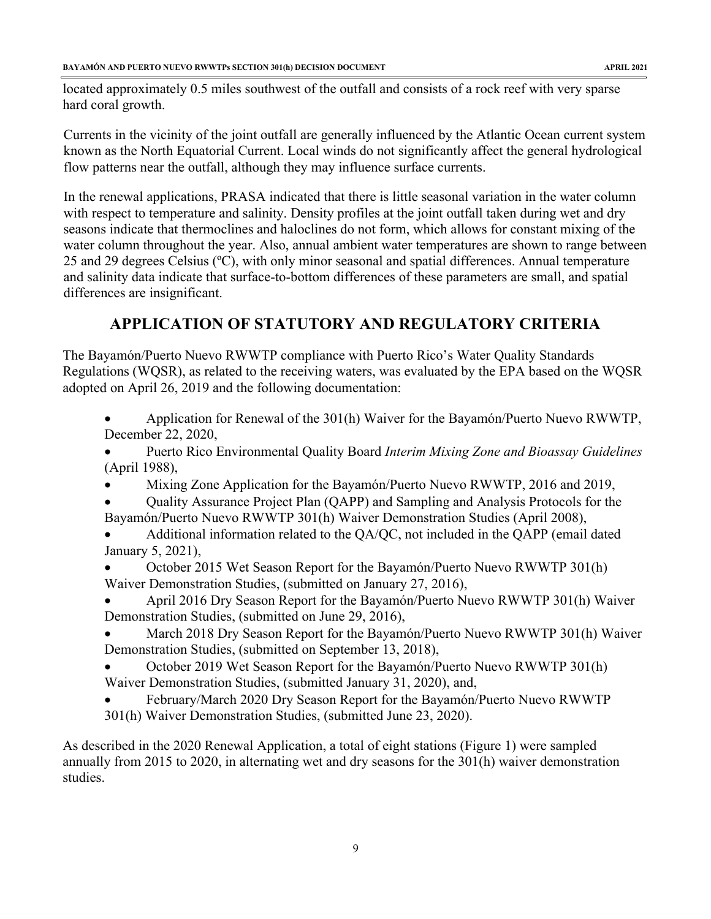located approximately 0.5 miles southwest of the outfall and consists of a rock reef with very sparse hard coral growth.

Currents in the vicinity of the joint outfall are generally influenced by the Atlantic Ocean current system known as the North Equatorial Current. Local winds do not significantly affect the general hydrological flow patterns near the outfall, although they may influence surface currents.

In the renewal applications, PRASA indicated that there is little seasonal variation in the water column with respect to temperature and salinity. Density profiles at the joint outfall taken during wet and dry seasons indicate that thermoclines and haloclines do not form, which allows for constant mixing of the water column throughout the year. Also, annual ambient water temperatures are shown to range between 25 and 29 degrees Celsius (ºC), with only minor seasonal and spatial differences. Annual temperature and salinity data indicate that surface-to-bottom differences of these parameters are small, and spatial differences are insignificant.

## APPLICATION OF STATUTORY AND REGULATORY CRITERIA

The Bayamón/Puerto Nuevo RWWTP compliance with Puerto Rico's Water Quality Standards Regulations (WQSR), as related to the receiving waters, was evaluated by the EPA based on the WQSR adopted on April 26, 2019 and the following documentation:

- Application for Renewal of the 301(h) Waiver for the Bayamón/Puerto Nuevo RWWTP, December 22, 2020,
- Puerto Rico Environmental Quality Board *Interim Mixing Zone and Bioassay Guidelines* (April 1988),
- Mixing Zone Application for the Bayamón/Puerto Nuevo RWWTP, 2016 and 2019,
- Quality Assurance Project Plan (QAPP) and Sampling and Analysis Protocols for the Bayamón/Puerto Nuevo RWWTP 301(h) Waiver Demonstration Studies (April 2008),
- Additional information related to the QA/QC, not included in the QAPP (email dated January 5, 2021),
- October 2015 Wet Season Report for the Bayamón/Puerto Nuevo RWWTP 301(h) Waiver Demonstration Studies, (submitted on January 27, 2016),
- April 2016 Dry Season Report for the Bayamón/Puerto Nuevo RWWTP 301(h) Waiver Demonstration Studies, (submitted on June 29, 2016),
- March 2018 Dry Season Report for the Bayamón/Puerto Nuevo RWWTP 301(h) Waiver Demonstration Studies, (submitted on September 13, 2018),
- October 2019 Wet Season Report for the Bayamón/Puerto Nuevo RWWTP 301(h) Waiver Demonstration Studies, (submitted January 31, 2020), and,
- February/March 2020 Dry Season Report for the Bayamón/Puerto Nuevo RWWTP 301(h) Waiver Demonstration Studies, (submitted June 23, 2020).

As described in the 2020 Renewal Application, a total of eight stations (Figure 1) were sampled annually from 2015 to 2020, in alternating wet and dry seasons for the 301(h) waiver demonstration studies.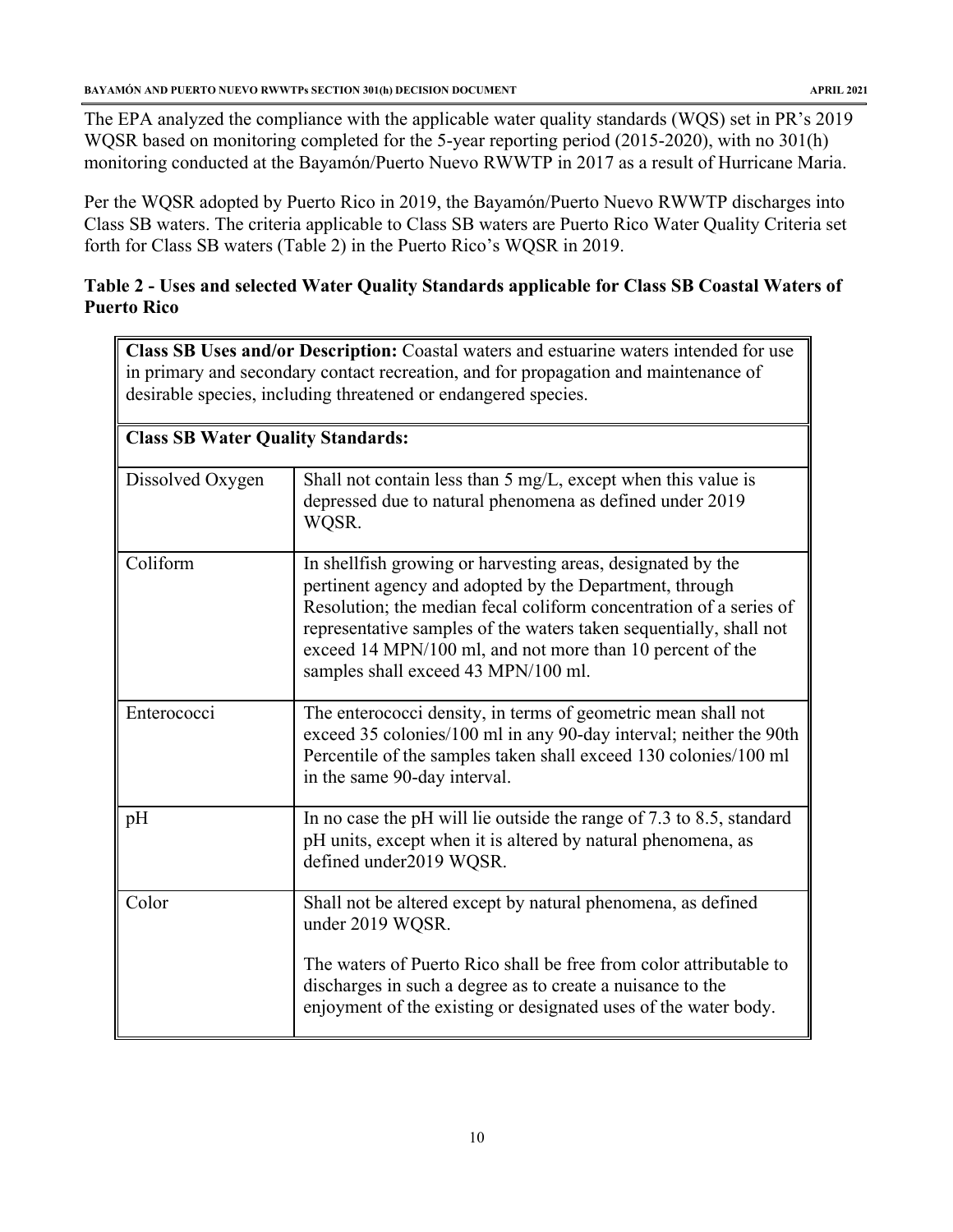The EPA analyzed the compliance with the applicable water quality standards (WQS) set in PR's 2019 WQSR based on monitoring completed for the 5-year reporting period (2015-2020), with no 301(h) monitoring conducted at the Bayamón/Puerto Nuevo RWWTP in 2017 as a result of Hurricane Maria.

Per the WQSR adopted by Puerto Rico in 2019, the Bayamón/Puerto Nuevo RWWTP discharges into Class SB waters. The criteria applicable to Class SB waters are Puerto Rico Water Quality Criteria set forth for Class SB waters (Table 2) in the Puerto Rico's WQSR in 2019.

**Table 2 - Uses and selected Water Quality Standards applicable for Class SB Coastal Waters of Puerto Rico**

| **Class SB Uses and/or Description:** Coastal waters and estuarine waters intended for use in primary and secondary contact recreation, and for propagation and maintenance of desirable species, including threatened or endangered species. | |
|---|---|
| **Class SB Water Quality Standards:** | |
| Dissolved Oxygen | Shall not contain less than 5 mg/L, except when this value is depressed due to natural phenomena as defined under 2019 WQSR. |
| Coliform | In shellfish growing or harvesting areas, designated by the pertinent agency and adopted by the Department, through Resolution; the median fecal coliform concentration of a series of representative samples of the waters taken sequentially, shall not exceed 14 MPN/100 ml, and not more than 10 percent of the samples shall exceed 43 MPN/100 ml. |
| Enterococci | The enterococci density, in terms of geometric mean shall not exceed 35 colonies/100 ml in any 90-day interval; neither the 90th Percentile of the samples taken shall exceed 130 colonies/100 ml in the same 90-day interval. |
| pH | In no case the pH will lie outside the range of 7.3 to 8.5, standard pH units, except when it is altered by natural phenomena, as defined under2019 WQSR. |
| Color | Shall not be altered except by natural phenomena, as defined under 2019 WQSR.<br><br>The waters of Puerto Rico shall be free from color attributable to discharges in such a degree as to create a nuisance to the enjoyment of the existing or designated uses of the water body. |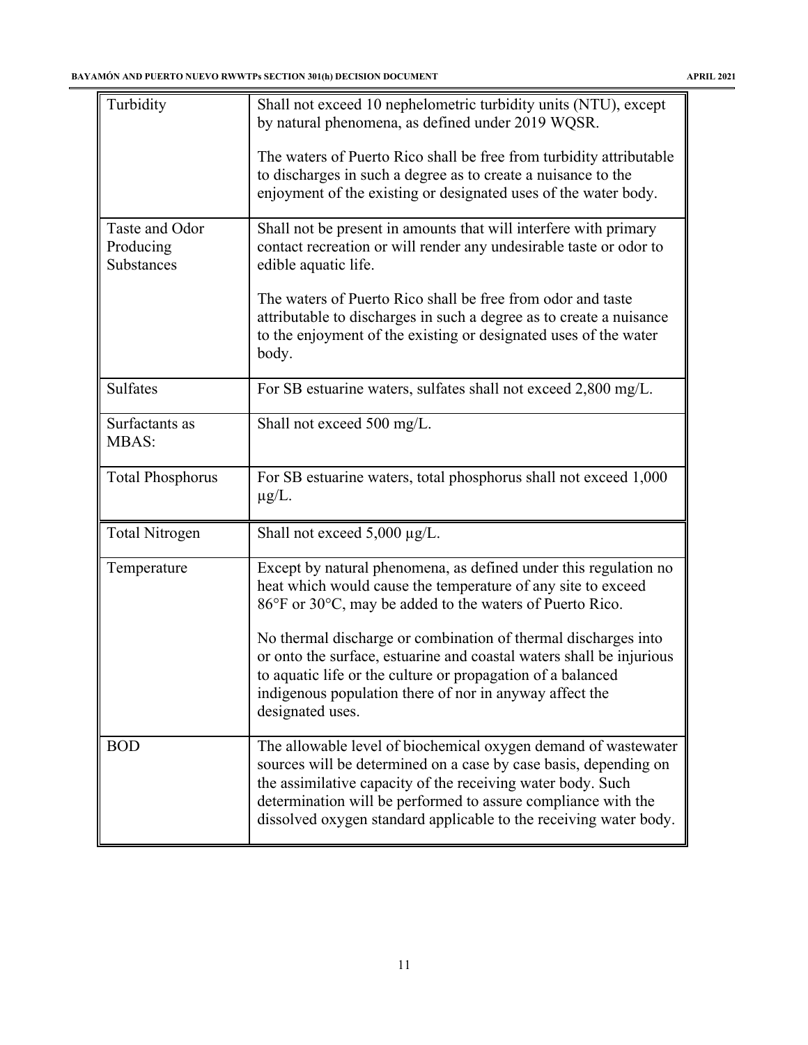| | |
|---|---|
| Turbidity | Shall not exceed 10 nephelometric turbidity units (NTU), except by natural phenomena, as defined under 2019 WQSR.<br><br>The waters of Puerto Rico shall be free from turbidity attributable to discharges in such a degree as to create a nuisance to the enjoyment of the existing or designated uses of the water body. |
| Taste and Odor Producing Substances | Shall not be present in amounts that will interfere with primary contact recreation or will render any undesirable taste or odor to edible aquatic life.<br><br>The waters of Puerto Rico shall be free from odor and taste attributable to discharges in such a degree as to create a nuisance to the enjoyment of the existing or designated uses of the water body. |
| Sulfates | For SB estuarine waters, sulfates shall not exceed 2,800 mg/L. |
| Surfactants as MBAS: | Shall not exceed 500 mg/L. |
| Total Phosphorus | For SB estuarine waters, total phosphorus shall not exceed 1,000 µg/L. |
| Total Nitrogen | Shall not exceed 5,000 µg/L. |
| Temperature | Except by natural phenomena, as defined under this regulation no heat which would cause the temperature of any site to exceed 86°F or 30°C, may be added to the waters of Puerto Rico.<br><br>No thermal discharge or combination of thermal discharges into or onto the surface, estuarine and coastal waters shall be injurious to aquatic life or the culture or propagation of a balanced indigenous population there of nor in anyway affect the designated uses. |
| BOD | The allowable level of biochemical oxygen demand of wastewater sources will be determined on a case by case basis, depending on the assimilative capacity of the receiving water body. Such determination will be performed to assure compliance with the dissolved oxygen standard applicable to the receiving water body. |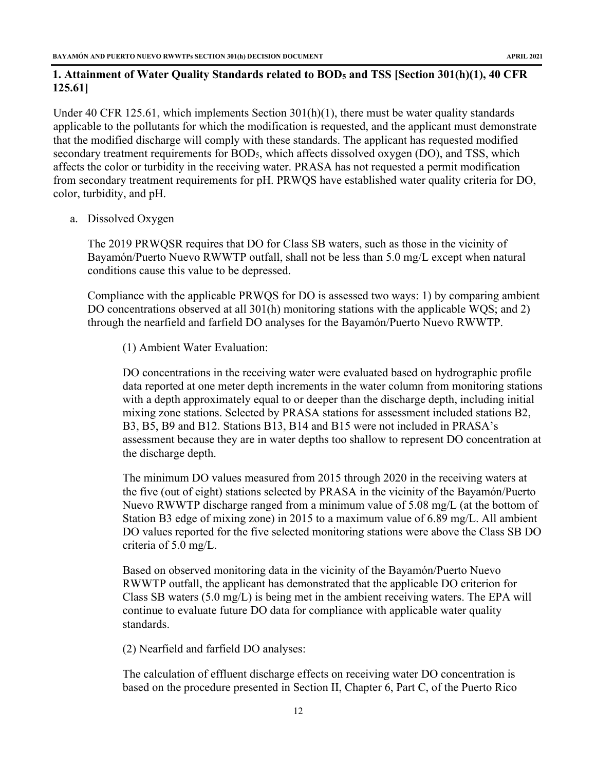## 1. Attainment of Water Quality Standards related to $BOD_5$ and TSS [Section 301(h)(1), 40 CFR 125.61]

Under 40 CFR 125.61, which implements Section 301(h)(1), there must be water quality standards applicable to the pollutants for which the modification is requested, and the applicant must demonstrate that the modified discharge will comply with these standards. The applicant has requested modified secondary treatment requirements for $BOD_5$, which affects dissolved oxygen (DO), and TSS, which affects the color or turbidity in the receiving water. PRASA has not requested a permit modification from secondary treatment requirements for pH. PRWQS have established water quality criteria for DO, color, turbidity, and pH.

a. Dissolved Oxygen

The 2019 PRWQSR requires that DO for Class SB waters, such as those in the vicinity of Bayamón/Puerto Nuevo RWWTP outfall, shall not be less than 5.0 mg/L except when natural conditions cause this value to be depressed.

Compliance with the applicable PRWQS for DO is assessed two ways: 1) by comparing ambient DO concentrations observed at all 301(h) monitoring stations with the applicable WQS; and 2) through the nearfield and farfield DO analyses for the Bayamón/Puerto Nuevo RWWTP.

(1) Ambient Water Evaluation:

DO concentrations in the receiving water were evaluated based on hydrographic profile data reported at one meter depth increments in the water column from monitoring stations with a depth approximately equal to or deeper than the discharge depth, including initial mixing zone stations. Selected by PRASA stations for assessment included stations B2, B3, B5, B9 and B12. Stations B13, B14 and B15 were not included in PRASA's assessment because they are in water depths too shallow to represent DO concentration at the discharge depth.

The minimum DO values measured from 2015 through 2020 in the receiving waters at the five (out of eight) stations selected by PRASA in the vicinity of the Bayamón/Puerto Nuevo RWWTP discharge ranged from a minimum value of 5.08 mg/L (at the bottom of Station B3 edge of mixing zone) in 2015 to a maximum value of 6.89 mg/L. All ambient DO values reported for the five selected monitoring stations were above the Class SB DO criteria of 5.0 mg/L.

Based on observed monitoring data in the vicinity of the Bayamón/Puerto Nuevo RWWTP outfall, the applicant has demonstrated that the applicable DO criterion for Class SB waters (5.0 mg/L) is being met in the ambient receiving waters. The EPA will continue to evaluate future DO data for compliance with applicable water quality standards.

(2) Nearfield and farfield DO analyses:

The calculation of effluent discharge effects on receiving water DO concentration is based on the procedure presented in Section II, Chapter 6, Part C, of the Puerto Rico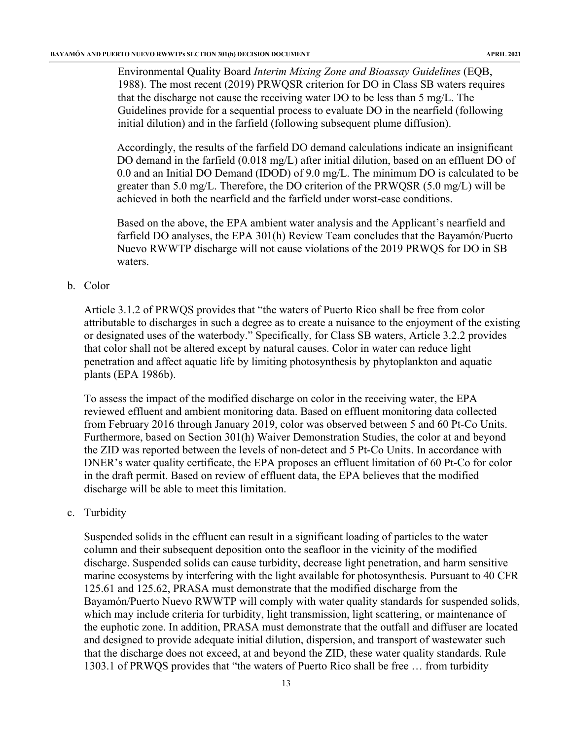Environmental Quality Board *Interim Mixing Zone and Bioassay Guidelines* (EQB, 1988). The most recent (2019) PRWQSR criterion for DO in Class SB waters requires that the discharge not cause the receiving water DO to be less than 5 mg/L. The Guidelines provide for a sequential process to evaluate DO in the nearfield (following initial dilution) and in the farfield (following subsequent plume diffusion).

Accordingly, the results of the farfield DO demand calculations indicate an insignificant DO demand in the farfield (0.018 mg/L) after initial dilution, based on an effluent DO of 0.0 and an Initial DO Demand (IDOD) of 9.0 mg/L. The minimum DO is calculated to be greater than 5.0 mg/L. Therefore, the DO criterion of the PRWQSR (5.0 mg/L) will be achieved in both the nearfield and the farfield under worst-case conditions.

Based on the above, the EPA ambient water analysis and the Applicant's nearfield and farfield DO analyses, the EPA 301(h) Review Team concludes that the Bayamón/Puerto Nuevo RWWTP discharge will not cause violations of the 2019 PRWQS for DO in SB waters.

b. Color

Article 3.1.2 of PRWQS provides that "the waters of Puerto Rico shall be free from color attributable to discharges in such a degree as to create a nuisance to the enjoyment of the existing or designated uses of the waterbody." Specifically, for Class SB waters, Article 3.2.2 provides that color shall not be altered except by natural causes. Color in water can reduce light penetration and affect aquatic life by limiting photosynthesis by phytoplankton and aquatic plants (EPA 1986b).

To assess the impact of the modified discharge on color in the receiving water, the EPA reviewed effluent and ambient monitoring data. Based on effluent monitoring data collected from February 2016 through January 2019, color was observed between 5 and 60 Pt-Co Units. Furthermore, based on Section 301(h) Waiver Demonstration Studies, the color at and beyond the ZID was reported between the levels of non-detect and 5 Pt-Co Units. In accordance with DNER's water quality certificate, the EPA proposes an effluent limitation of 60 Pt-Co for color in the draft permit. Based on review of effluent data, the EPA believes that the modified discharge will be able to meet this limitation.

c. Turbidity

Suspended solids in the effluent can result in a significant loading of particles to the water column and their subsequent deposition onto the seafloor in the vicinity of the modified discharge. Suspended solids can cause turbidity, decrease light penetration, and harm sensitive marine ecosystems by interfering with the light available for photosynthesis. Pursuant to 40 CFR 125.61 and 125.62, PRASA must demonstrate that the modified discharge from the Bayamón/Puerto Nuevo RWWTP will comply with water quality standards for suspended solids, which may include criteria for turbidity, light transmission, light scattering, or maintenance of the euphotic zone. In addition, PRASA must demonstrate that the outfall and diffuser are located and designed to provide adequate initial dilution, dispersion, and transport of wastewater such that the discharge does not exceed, at and beyond the ZID, these water quality standards. Rule 1303.1 of PRWQS provides that "the waters of Puerto Rico shall be free … from turbidity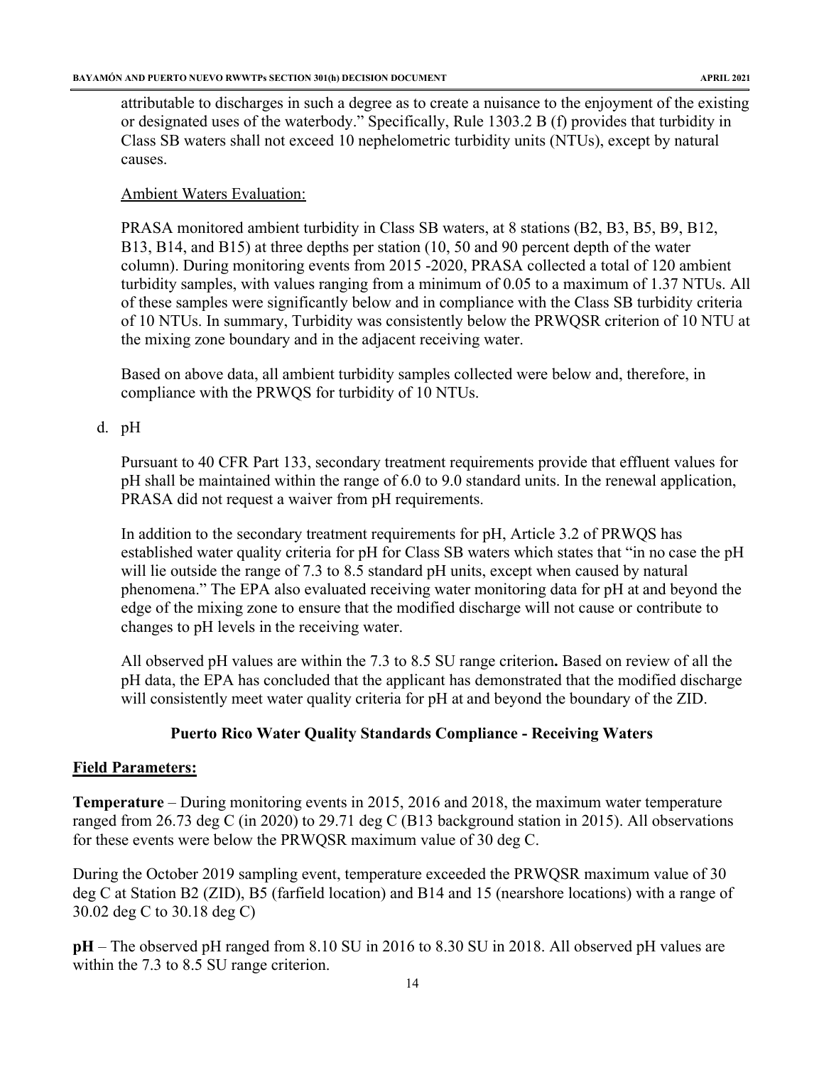attributable to discharges in such a degree as to create a nuisance to the enjoyment of the existing or designated uses of the waterbody." Specifically, Rule 1303.2 B (f) provides that turbidity in Class SB waters shall not exceed 10 nephelometric turbidity units (NTUs), except by natural causes.

Ambient Waters Evaluation:

PRASA monitored ambient turbidity in Class SB waters, at 8 stations (B2, B3, B5, B9, B12, B13, B14, and B15) at three depths per station (10, 50 and 90 percent depth of the water column). During monitoring events from 2015 -2020, PRASA collected a total of 120 ambient turbidity samples, with values ranging from a minimum of 0.05 to a maximum of 1.37 NTUs. All of these samples were significantly below and in compliance with the Class SB turbidity criteria of 10 NTUs. In summary, Turbidity was consistently below the PRWQSR criterion of 10 NTU at the mixing zone boundary and in the adjacent receiving water.

Based on above data, all ambient turbidity samples collected were below and, therefore, in compliance with the PRWQS for turbidity of 10 NTUs.

d. pH

Pursuant to 40 CFR Part 133, secondary treatment requirements provide that effluent values for pH shall be maintained within the range of 6.0 to 9.0 standard units. In the renewal application, PRASA did not request a waiver from pH requirements.

In addition to the secondary treatment requirements for pH, Article 3.2 of PRWQS has established water quality criteria for pH for Class SB waters which states that "in no case the pH will lie outside the range of 7.3 to 8.5 standard pH units, except when caused by natural phenomena." The EPA also evaluated receiving water monitoring data for pH at and beyond the edge of the mixing zone to ensure that the modified discharge will not cause or contribute to changes to pH levels in the receiving water.

All observed pH values are within the 7.3 to 8.5 SU range criterion**.** Based on review of all the pH data, the EPA has concluded that the applicant has demonstrated that the modified discharge will consistently meet water quality criteria for pH at and beyond the boundary of the ZID.

**Puerto Rico Water Quality Standards Compliance - Receiving Waters**

**Field Parameters:**

**Temperature** – During monitoring events in 2015, 2016 and 2018, the maximum water temperature ranged from 26.73 deg C (in 2020) to 29.71 deg C (B13 background station in 2015). All observations for these events were below the PRWQSR maximum value of 30 deg C.

During the October 2019 sampling event, temperature exceeded the PRWQSR maximum value of 30 deg C at Station B2 (ZID), B5 (farfield location) and B14 and 15 (nearshore locations) with a range of 30.02 deg C to 30.18 deg C)

**pH** – The observed pH ranged from 8.10 SU in 2016 to 8.30 SU in 2018. All observed pH values are within the 7.3 to 8.5 SU range criterion.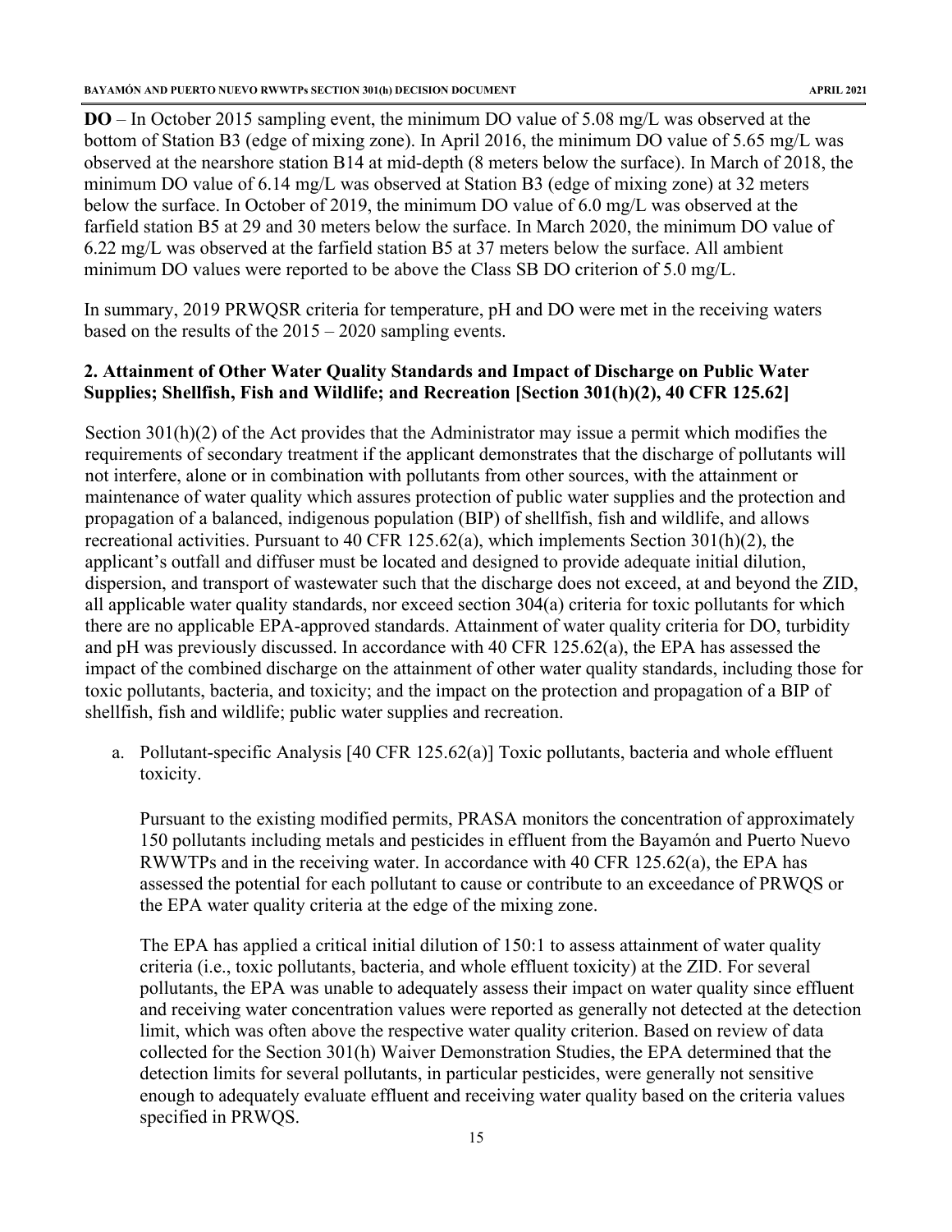**DO** – In October 2015 sampling event, the minimum DO value of 5.08 mg/L was observed at the bottom of Station B3 (edge of mixing zone). In April 2016, the minimum DO value of 5.65 mg/L was observed at the nearshore station B14 at mid-depth (8 meters below the surface). In March of 2018, the minimum DO value of 6.14 mg/L was observed at Station B3 (edge of mixing zone) at 32 meters below the surface. In October of 2019, the minimum DO value of 6.0 mg/L was observed at the farfield station B5 at 29 and 30 meters below the surface. In March 2020, the minimum DO value of 6.22 mg/L was observed at the farfield station B5 at 37 meters below the surface. All ambient minimum DO values were reported to be above the Class SB DO criterion of 5.0 mg/L.

In summary, 2019 PRWQSR criteria for temperature, pH and DO were met in the receiving waters based on the results of the 2015 – 2020 sampling events.

## 2. Attainment of Other Water Quality Standards and Impact of Discharge on Public Water Supplies; Shellfish, Fish and Wildlife; and Recreation [Section 301(h)(2), 40 CFR 125.62]

Section 301(h)(2) of the Act provides that the Administrator may issue a permit which modifies the requirements of secondary treatment if the applicant demonstrates that the discharge of pollutants will not interfere, alone or in combination with pollutants from other sources, with the attainment or maintenance of water quality which assures protection of public water supplies and the protection and propagation of a balanced, indigenous population (BIP) of shellfish, fish and wildlife, and allows recreational activities. Pursuant to 40 CFR 125.62(a), which implements Section 301(h)(2), the applicant's outfall and diffuser must be located and designed to provide adequate initial dilution, dispersion, and transport of wastewater such that the discharge does not exceed, at and beyond the ZID, all applicable water quality standards, nor exceed section 304(a) criteria for toxic pollutants for which there are no applicable EPA-approved standards. Attainment of water quality criteria for DO, turbidity and pH was previously discussed. In accordance with 40 CFR 125.62(a), the EPA has assessed the impact of the combined discharge on the attainment of other water quality standards, including those for toxic pollutants, bacteria, and toxicity; and the impact on the protection and propagation of a BIP of shellfish, fish and wildlife; public water supplies and recreation.

a. Pollutant-specific Analysis [40 CFR 125.62(a)] Toxic pollutants, bacteria and whole effluent toxicity.

   Pursuant to the existing modified permits, PRASA monitors the concentration of approximately 150 pollutants including metals and pesticides in effluent from the Bayamón and Puerto Nuevo RWWTPs and in the receiving water. In accordance with 40 CFR 125.62(a), the EPA has assessed the potential for each pollutant to cause or contribute to an exceedance of PRWQS or the EPA water quality criteria at the edge of the mixing zone.

   The EPA has applied a critical initial dilution of 150:1 to assess attainment of water quality criteria (i.e., toxic pollutants, bacteria, and whole effluent toxicity) at the ZID. For several pollutants, the EPA was unable to adequately assess their impact on water quality since effluent and receiving water concentration values were reported as generally not detected at the detection limit, which was often above the respective water quality criterion. Based on review of data collected for the Section 301(h) Waiver Demonstration Studies, the EPA determined that the detection limits for several pollutants, in particular pesticides, were generally not sensitive enough to adequately evaluate effluent and receiving water quality based on the criteria values specified in PRWQS.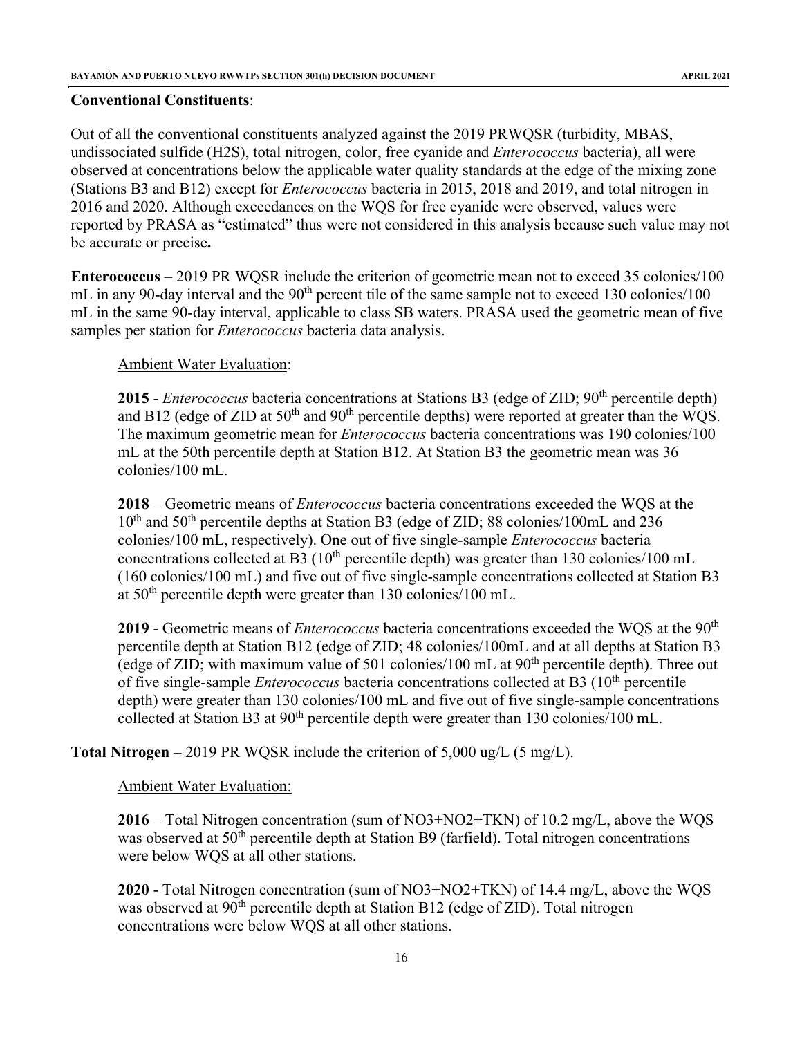**Conventional Constituents**:

Out of all the conventional constituents analyzed against the 2019 PRWQSR (turbidity, MBAS, undissociated sulfide (H2S), total nitrogen, color, free cyanide and *Enterococcus* bacteria), all were observed at concentrations below the applicable water quality standards at the edge of the mixing zone (Stations B3 and B12) except for *Enterococcus* bacteria in 2015, 2018 and 2019, and total nitrogen in 2016 and 2020. Although exceedances on the WQS for free cyanide were observed, values were reported by PRASA as "estimated" thus were not considered in this analysis because such value may not be accurate or precise**.**

**Enterococcus** – 2019 PR WQSR include the criterion of geometric mean not to exceed 35 colonies/100 mL in any 90-day interval and the 90th percent tile of the same sample not to exceed 130 colonies/100 mL in the same 90-day interval, applicable to class SB waters. PRASA used the geometric mean of five samples per station for *Enterococcus* bacteria data analysis.

Ambient Water Evaluation:

**2015** - *Enterococcus* bacteria concentrations at Stations B3 (edge of ZID; 90th percentile depth) and B12 (edge of ZID at 50th and 90th percentile depths) were reported at greater than the WQS. The maximum geometric mean for *Enterococcus* bacteria concentrations was 190 colonies/100 mL at the 50th percentile depth at Station B12. At Station B3 the geometric mean was 36 colonies/100 mL.

**2018** – Geometric means of *Enterococcus* bacteria concentrations exceeded the WQS at the 10th and 50th percentile depths at Station B3 (edge of ZID; 88 colonies/100mL and 236 colonies/100 mL, respectively). One out of five single-sample *Enterococcus* bacteria concentrations collected at B3 (10th percentile depth) was greater than 130 colonies/100 mL (160 colonies/100 mL) and five out of five single-sample concentrations collected at Station B3 at 50th percentile depth were greater than 130 colonies/100 mL.

**2019** - Geometric means of *Enterococcus* bacteria concentrations exceeded the WQS at the 90th percentile depth at Station B12 (edge of ZID; 48 colonies/100mL and at all depths at Station B3 (edge of ZID; with maximum value of 501 colonies/100 mL at 90th percentile depth). Three out of five single-sample *Enterococcus* bacteria concentrations collected at B3 (10th percentile depth) were greater than 130 colonies/100 mL and five out of five single-sample concentrations collected at Station B3 at 90th percentile depth were greater than 130 colonies/100 mL.

**Total Nitrogen** – 2019 PR WQSR include the criterion of 5,000 ug/L (5 mg/L).

Ambient Water Evaluation:

**2016** – Total Nitrogen concentration (sum of NO3+NO2+TKN) of 10.2 mg/L, above the WQS was observed at 50th percentile depth at Station B9 (farfield). Total nitrogen concentrations were below WQS at all other stations.

**2020** - Total Nitrogen concentration (sum of NO3+NO2+TKN) of 14.4 mg/L, above the WQS was observed at 90th percentile depth at Station B12 (edge of ZID). Total nitrogen concentrations were below WQS at all other stations.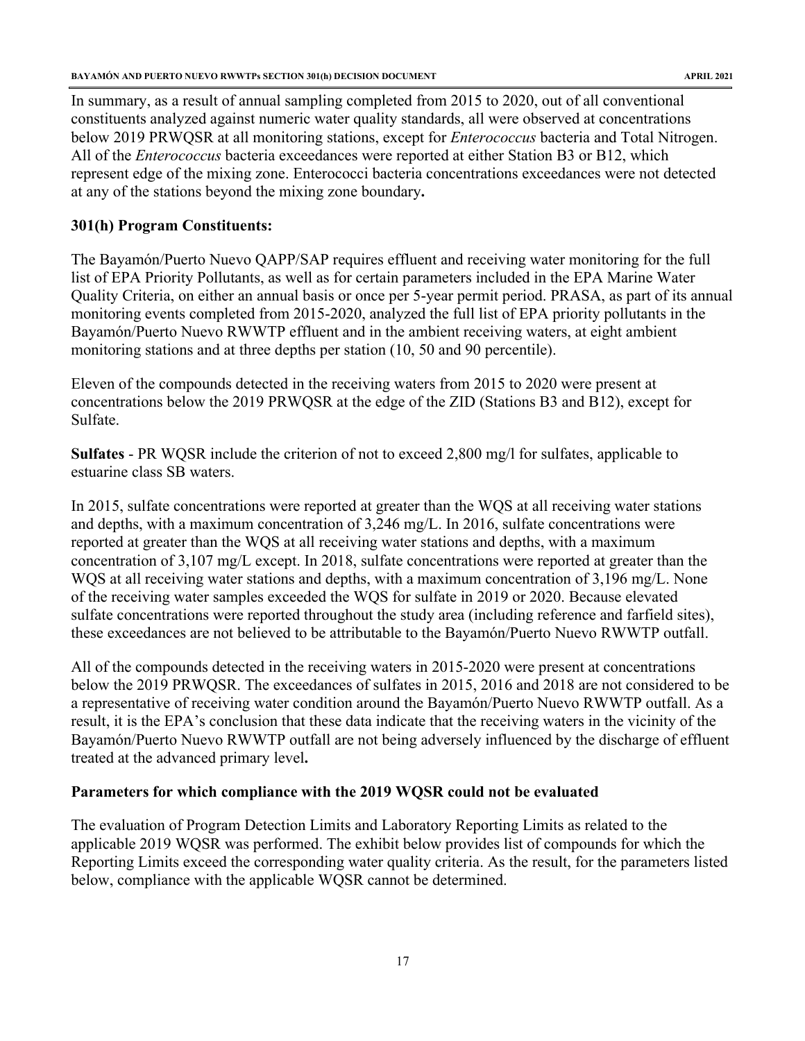In summary, as a result of annual sampling completed from 2015 to 2020, out of all conventional constituents analyzed against numeric water quality standards, all were observed at concentrations below 2019 PRWQSR at all monitoring stations, except for *Enterococcus* bacteria and Total Nitrogen. All of the *Enterococcus* bacteria exceedances were reported at either Station B3 or B12, which represent edge of the mixing zone. Enterococci bacteria concentrations exceedances were not detected at any of the stations beyond the mixing zone boundary**.**

**301(h) Program Constituents:**

The Bayamón/Puerto Nuevo QAPP/SAP requires effluent and receiving water monitoring for the full list of EPA Priority Pollutants, as well as for certain parameters included in the EPA Marine Water Quality Criteria, on either an annual basis or once per 5-year permit period. PRASA, as part of its annual monitoring events completed from 2015-2020, analyzed the full list of EPA priority pollutants in the Bayamón/Puerto Nuevo RWWTP effluent and in the ambient receiving waters, at eight ambient monitoring stations and at three depths per station (10, 50 and 90 percentile).

Eleven of the compounds detected in the receiving waters from 2015 to 2020 were present at concentrations below the 2019 PRWQSR at the edge of the ZID (Stations B3 and B12), except for Sulfate.

**Sulfates** - PR WQSR include the criterion of not to exceed 2,800 mg/l for sulfates, applicable to estuarine class SB waters.

In 2015, sulfate concentrations were reported at greater than the WQS at all receiving water stations and depths, with a maximum concentration of 3,246 mg/L. In 2016, sulfate concentrations were reported at greater than the WQS at all receiving water stations and depths, with a maximum concentration of 3,107 mg/L except. In 2018, sulfate concentrations were reported at greater than the WQS at all receiving water stations and depths, with a maximum concentration of 3,196 mg/L. None of the receiving water samples exceeded the WQS for sulfate in 2019 or 2020. Because elevated sulfate concentrations were reported throughout the study area (including reference and farfield sites), these exceedances are not believed to be attributable to the Bayamón/Puerto Nuevo RWWTP outfall.

All of the compounds detected in the receiving waters in 2015-2020 were present at concentrations below the 2019 PRWQSR. The exceedances of sulfates in 2015, 2016 and 2018 are not considered to be a representative of receiving water condition around the Bayamón/Puerto Nuevo RWWTP outfall. As a result, it is the EPA's conclusion that these data indicate that the receiving waters in the vicinity of the Bayamón/Puerto Nuevo RWWTP outfall are not being adversely influenced by the discharge of effluent treated at the advanced primary level**.**

**Parameters for which compliance with the 2019 WQSR could not be evaluated**

The evaluation of Program Detection Limits and Laboratory Reporting Limits as related to the applicable 2019 WQSR was performed. The exhibit below provides list of compounds for which the Reporting Limits exceed the corresponding water quality criteria. As the result, for the parameters listed below, compliance with the applicable WQSR cannot be determined.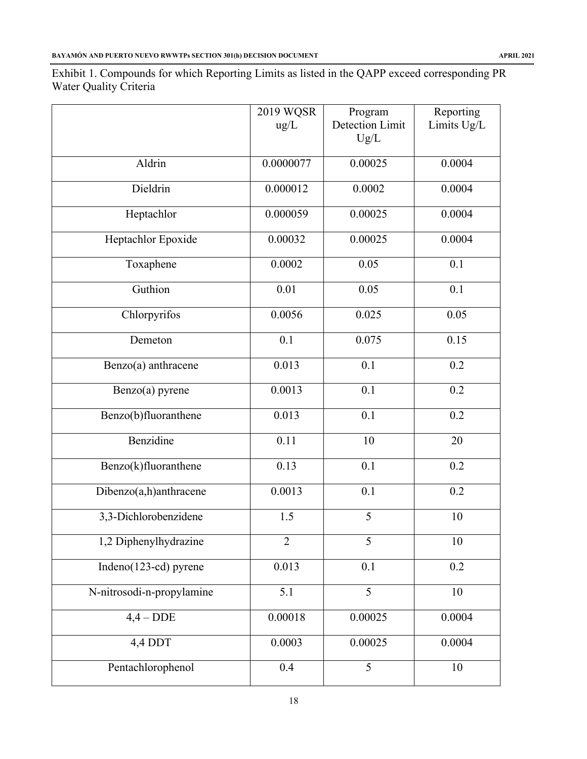Exhibit 1. Compounds for which Reporting Limits as listed in the QAPP exceed corresponding PR Water Quality Criteria

| | 2019 WQSR ug/L | Program Detection Limit Ug/L | Reporting Limits Ug/L |
|---|---|---|---|
| Aldrin | 0.0000077 | 0.00025 | 0.0004 |
| Dieldrin | 0.000012 | 0.0002 | 0.0004 |
| Heptachlor | 0.000059 | 0.00025 | 0.0004 |
| Heptachlor Epoxide | 0.00032 | 0.00025 | 0.0004 |
| Toxaphene | 0.0002 | 0.05 | 0.1 |
| Guthion | 0.01 | 0.05 | 0.1 |
| Chlorpyrifos | 0.0056 | 0.025 | 0.05 |
| Demeton | 0.1 | 0.075 | 0.15 |
| Benzo(a) anthracene | 0.013 | 0.1 | 0.2 |
| Benzo(a) pyrene | 0.0013 | 0.1 | 0.2 |
| Benzo(b)fluoranthene | 0.013 | 0.1 | 0.2 |
| Benzidine | 0.11 | 10 | 20 |
| Benzo(k)fluoranthene | 0.13 | 0.1 | 0.2 |
| Dibenzo(a,h)anthracene | 0.0013 | 0.1 | 0.2 |
| 3,3-Dichlorobenzidene | 1.5 | 5 | 10 |
| 1,2 Diphenylhydrazine | 2 | 5 | 10 |
| Indeno(123-cd) pyrene | 0.013 | 0.1 | 0.2 |
| N-nitrosodi-n-propylamine | 5.1 | 5 | 10 |
| 4,4 – DDE | 0.00018 | 0.00025 | 0.0004 |
| 4,4 DDT | 0.0003 | 0.00025 | 0.0004 |
| Pentachlorophenol | 0.4 | 5 | 10 |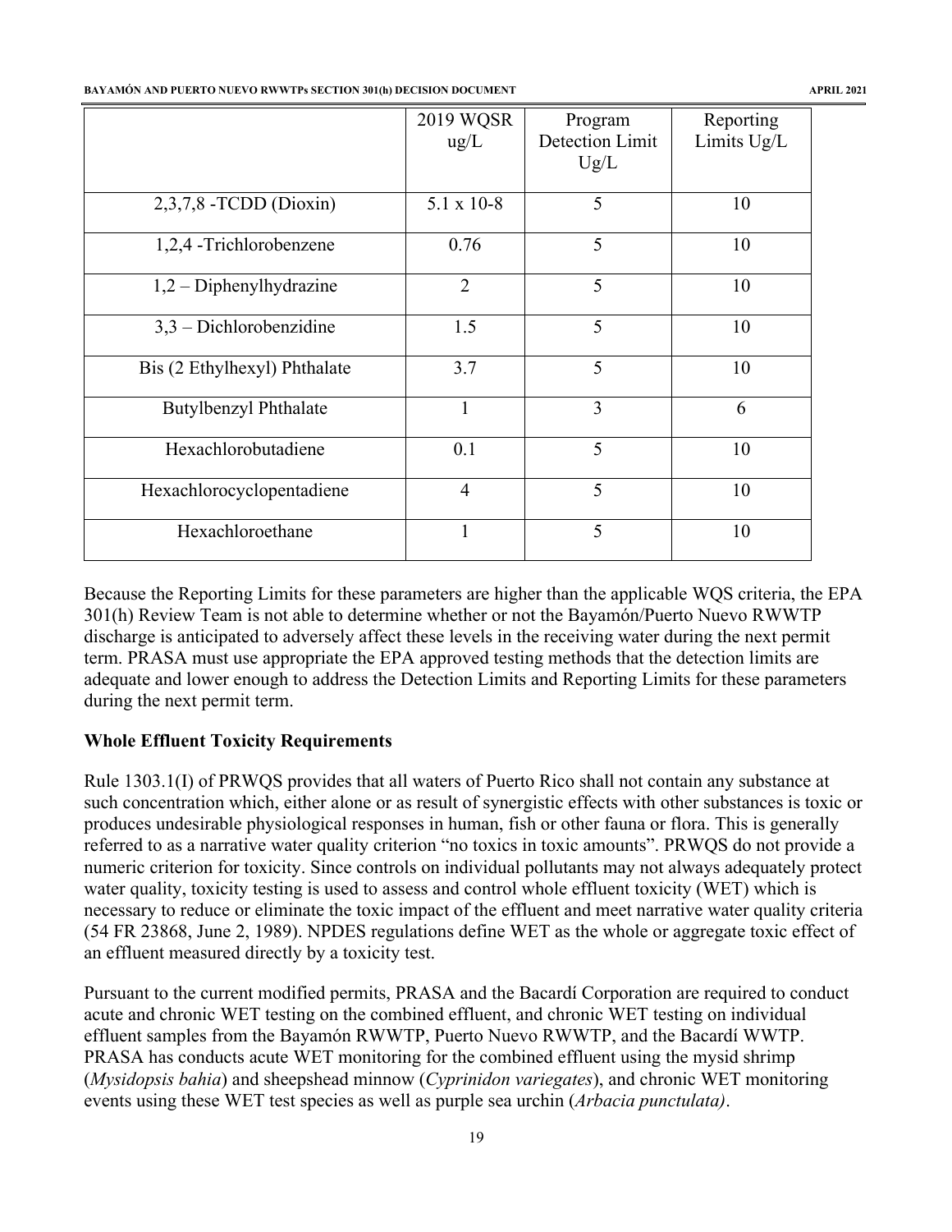| | 2019 WQSR ug/L | Program Detection Limit Ug/L | Reporting Limits Ug/L |
|---|---|---|---|
| 2,3,7,8 -TCDD (Dioxin) | 5.1 x 10-8 | 5 | 10 |
| 1,2,4 -Trichlorobenzene | 0.76 | 5 | 10 |
| 1,2 – Diphenylhydrazine | 2 | 5 | 10 |
| 3,3 – Dichlorobenzidine | 1.5 | 5 | 10 |
| Bis (2 Ethylhexyl) Phthalate | 3.7 | 5 | 10 |
| Butylbenzyl Phthalate | 1 | 3 | 6 |
| Hexachlorobutadiene | 0.1 | 5 | 10 |
| Hexachlorocyclopentadiene | 4 | 5 | 10 |
| Hexachloroethane | 1 | 5 | 10 |

Because the Reporting Limits for these parameters are higher than the applicable WQS criteria, the EPA 301(h) Review Team is not able to determine whether or not the Bayamón/Puerto Nuevo RWWTP discharge is anticipated to adversely affect these levels in the receiving water during the next permit term. PRASA must use appropriate the EPA approved testing methods that the detection limits are adequate and lower enough to address the Detection Limits and Reporting Limits for these parameters during the next permit term.

**Whole Effluent Toxicity Requirements**

Rule 1303.1(I) of PRWQS provides that all waters of Puerto Rico shall not contain any substance at such concentration which, either alone or as result of synergistic effects with other substances is toxic or produces undesirable physiological responses in human, fish or other fauna or flora. This is generally referred to as a narrative water quality criterion "no toxics in toxic amounts". PRWQS do not provide a numeric criterion for toxicity. Since controls on individual pollutants may not always adequately protect water quality, toxicity testing is used to assess and control whole effluent toxicity (WET) which is necessary to reduce or eliminate the toxic impact of the effluent and meet narrative water quality criteria (54 FR 23868, June 2, 1989). NPDES regulations define WET as the whole or aggregate toxic effect of an effluent measured directly by a toxicity test.

Pursuant to the current modified permits, PRASA and the Bacardí Corporation are required to conduct acute and chronic WET testing on the combined effluent, and chronic WET testing on individual effluent samples from the Bayamón RWWTP, Puerto Nuevo RWWTP, and the Bacardí WWTP. PRASA has conducts acute WET monitoring for the combined effluent using the mysid shrimp (*Mysidopsis bahia*) and sheepshead minnow (*Cyprinidon variegates*), and chronic WET monitoring events using these WET test species as well as purple sea urchin (*Arbacia punctulata)*.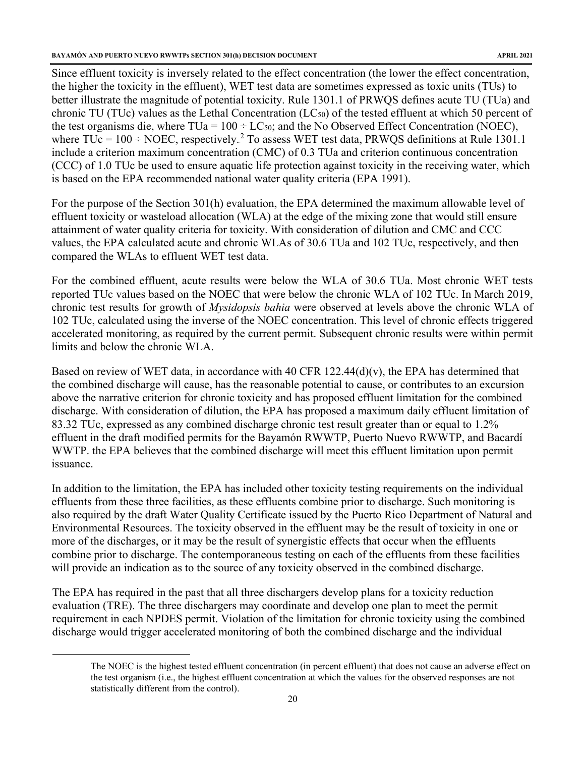Since effluent toxicity is inversely related to the effect concentration (the lower the effect concentration, the higher the toxicity in the effluent), WET test data are sometimes expressed as toxic units (TUs) to better illustrate the magnitude of potential toxicity. Rule 1301.1 of PRWQS defines acute TU (TUa) and chronic TU (TUc) values as the Lethal Concentration ($LC_{50}$) of the tested effluent at which 50 percent of the test organisms die, where TUa = 100 ÷ $LC_{50}$; and the No Observed Effect Concentration (NOEC), where TUc = 100 ÷ NOEC, respectively.[2] To assess WET test data, PRWQS definitions at Rule 1301.1 include a criterion maximum concentration (CMC) of 0.3 TUa and criterion continuous concentration (CCC) of 1.0 TUc be used to ensure aquatic life protection against toxicity in the receiving water, which is based on the EPA recommended national water quality criteria (EPA 1991).

For the purpose of the Section 301(h) evaluation, the EPA determined the maximum allowable level of effluent toxicity or wasteload allocation (WLA) at the edge of the mixing zone that would still ensure attainment of water quality criteria for toxicity. With consideration of dilution and CMC and CCC values, the EPA calculated acute and chronic WLAs of 30.6 TUa and 102 TUc, respectively, and then compared the WLAs to effluent WET test data.

For the combined effluent, acute results were below the WLA of 30.6 TUa. Most chronic WET tests reported TUc values based on the NOEC that were below the chronic WLA of 102 TUc. In March 2019, chronic test results for growth of *Mysidopsis bahia* were observed at levels above the chronic WLA of 102 TUc, calculated using the inverse of the NOEC concentration. This level of chronic effects triggered accelerated monitoring, as required by the current permit. Subsequent chronic results were within permit limits and below the chronic WLA.

Based on review of WET data, in accordance with 40 CFR 122.44(d)(v), the EPA has determined that the combined discharge will cause, has the reasonable potential to cause, or contributes to an excursion above the narrative criterion for chronic toxicity and has proposed effluent limitation for the combined discharge. With consideration of dilution, the EPA has proposed a maximum daily effluent limitation of 83.32 TUc, expressed as any combined discharge chronic test result greater than or equal to 1.2% effluent in the draft modified permits for the Bayamón RWWTP, Puerto Nuevo RWWTP, and Bacardí WWTP. the EPA believes that the combined discharge will meet this effluent limitation upon permit issuance.

In addition to the limitation, the EPA has included other toxicity testing requirements on the individual effluents from these three facilities, as these effluents combine prior to discharge. Such monitoring is also required by the draft Water Quality Certificate issued by the Puerto Rico Department of Natural and Environmental Resources. The toxicity observed in the effluent may be the result of toxicity in one or more of the discharges, or it may be the result of synergistic effects that occur when the effluents combine prior to discharge. The contemporaneous testing on each of the effluents from these facilities will provide an indication as to the source of any toxicity observed in the combined discharge.

The EPA has required in the past that all three dischargers develop plans for a toxicity reduction evaluation (TRE). The three dischargers may coordinate and develop one plan to meet the permit requirement in each NPDES permit. Violation of the limitation for chronic toxicity using the combined discharge would trigger accelerated monitoring of both the combined discharge and the individual

---

[2] The NOEC is the highest tested effluent concentration (in percent effluent) that does not cause an adverse effect on the test organism (i.e., the highest effluent concentration at which the values for the observed responses are not statistically different from the control).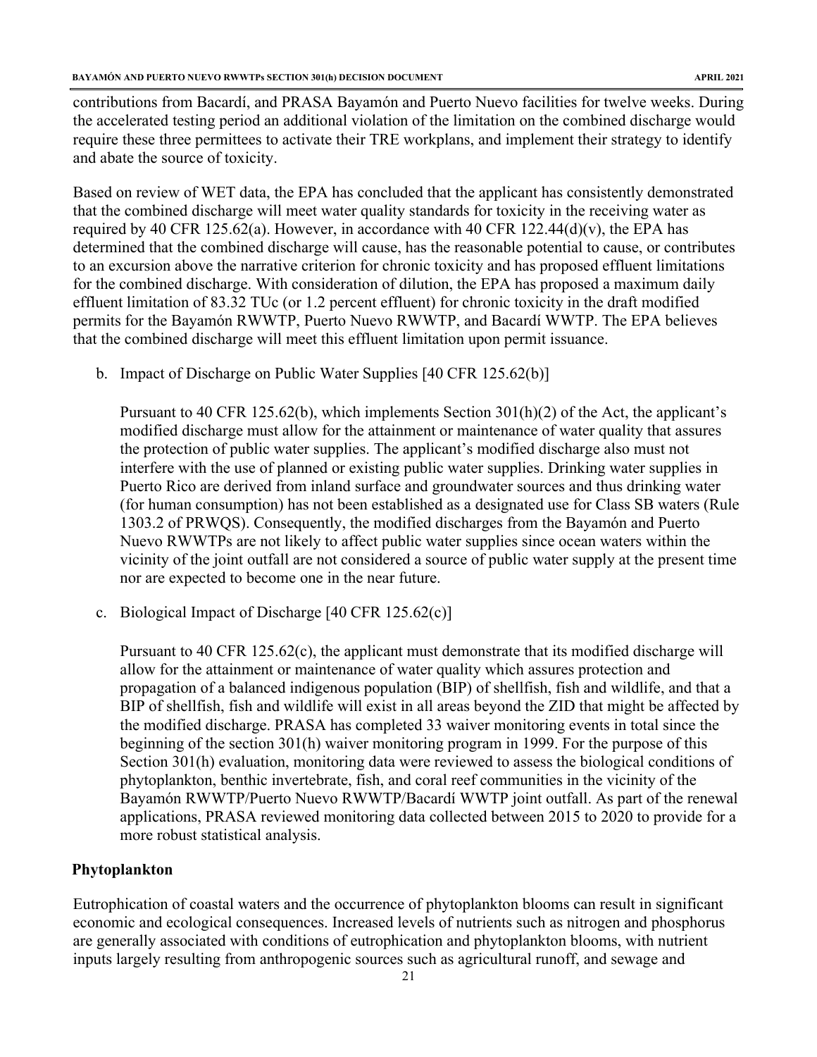contributions from Bacardí, and PRASA Bayamón and Puerto Nuevo facilities for twelve weeks. During the accelerated testing period an additional violation of the limitation on the combined discharge would require these three permittees to activate their TRE workplans, and implement their strategy to identify and abate the source of toxicity.

Based on review of WET data, the EPA has concluded that the applicant has consistently demonstrated that the combined discharge will meet water quality standards for toxicity in the receiving water as required by 40 CFR 125.62(a). However, in accordance with 40 CFR 122.44(d)(v), the EPA has determined that the combined discharge will cause, has the reasonable potential to cause, or contributes to an excursion above the narrative criterion for chronic toxicity and has proposed effluent limitations for the combined discharge. With consideration of dilution, the EPA has proposed a maximum daily effluent limitation of 83.32 TUc (or 1.2 percent effluent) for chronic toxicity in the draft modified permits for the Bayamón RWWTP, Puerto Nuevo RWWTP, and Bacardí WWTP. The EPA believes that the combined discharge will meet this effluent limitation upon permit issuance.

b. Impact of Discharge on Public Water Supplies [40 CFR 125.62(b)]

   Pursuant to 40 CFR 125.62(b), which implements Section 301(h)(2) of the Act, the applicant's modified discharge must allow for the attainment or maintenance of water quality that assures the protection of public water supplies. The applicant's modified discharge also must not interfere with the use of planned or existing public water supplies. Drinking water supplies in Puerto Rico are derived from inland surface and groundwater sources and thus drinking water (for human consumption) has not been established as a designated use for Class SB waters (Rule 1303.2 of PRWQS). Consequently, the modified discharges from the Bayamón and Puerto Nuevo RWWTPs are not likely to affect public water supplies since ocean waters within the vicinity of the joint outfall are not considered a source of public water supply at the present time nor are expected to become one in the near future.

c. Biological Impact of Discharge [40 CFR 125.62(c)]

   Pursuant to 40 CFR 125.62(c), the applicant must demonstrate that its modified discharge will allow for the attainment or maintenance of water quality which assures protection and propagation of a balanced indigenous population (BIP) of shellfish, fish and wildlife, and that a BIP of shellfish, fish and wildlife will exist in all areas beyond the ZID that might be affected by the modified discharge. PRASA has completed 33 waiver monitoring events in total since the beginning of the section 301(h) waiver monitoring program in 1999. For the purpose of this Section 301(h) evaluation, monitoring data were reviewed to assess the biological conditions of phytoplankton, benthic invertebrate, fish, and coral reef communities in the vicinity of the Bayamón RWWTP/Puerto Nuevo RWWTP/Bacardí WWTP joint outfall. As part of the renewal applications, PRASA reviewed monitoring data collected between 2015 to 2020 to provide for a more robust statistical analysis.

**Phytoplankton**

Eutrophication of coastal waters and the occurrence of phytoplankton blooms can result in significant economic and ecological consequences. Increased levels of nutrients such as nitrogen and phosphorus are generally associated with conditions of eutrophication and phytoplankton blooms, with nutrient inputs largely resulting from anthropogenic sources such as agricultural runoff, and sewage and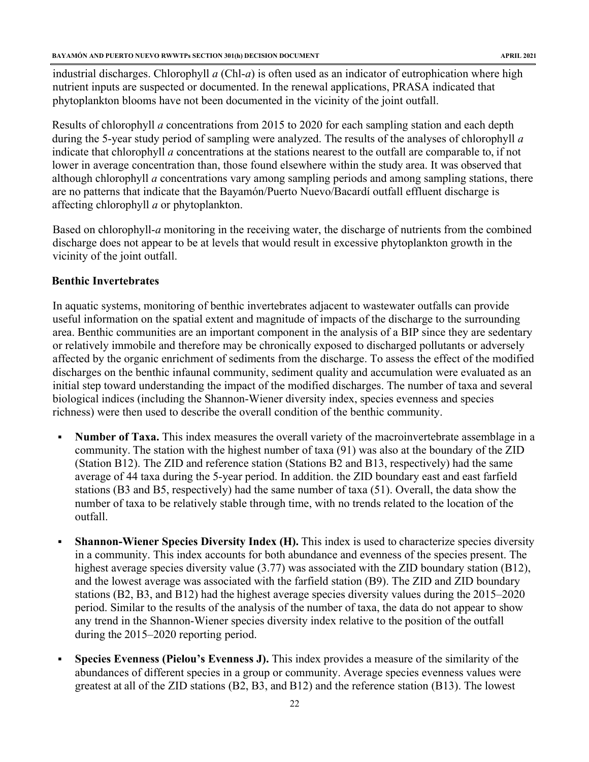industrial discharges. Chlorophyll *a* (Chl-*a*) is often used as an indicator of eutrophication where high nutrient inputs are suspected or documented. In the renewal applications, PRASA indicated that phytoplankton blooms have not been documented in the vicinity of the joint outfall.

Results of chlorophyll *a* concentrations from 2015 to 2020 for each sampling station and each depth during the 5-year study period of sampling were analyzed. The results of the analyses of chlorophyll *a* indicate that chlorophyll *a* concentrations at the stations nearest to the outfall are comparable to, if not lower in average concentration than, those found elsewhere within the study area. It was observed that although chlorophyll *a* concentrations vary among sampling periods and among sampling stations, there are no patterns that indicate that the Bayamón/Puerto Nuevo/Bacardí outfall effluent discharge is affecting chlorophyll *a* or phytoplankton.

Based on chlorophyll-*a* monitoring in the receiving water, the discharge of nutrients from the combined discharge does not appear to be at levels that would result in excessive phytoplankton growth in the vicinity of the joint outfall.

**Benthic Invertebrates**

In aquatic systems, monitoring of benthic invertebrates adjacent to wastewater outfalls can provide useful information on the spatial extent and magnitude of impacts of the discharge to the surrounding area. Benthic communities are an important component in the analysis of a BIP since they are sedentary or relatively immobile and therefore may be chronically exposed to discharged pollutants or adversely affected by the organic enrichment of sediments from the discharge. To assess the effect of the modified discharges on the benthic infaunal community, sediment quality and accumulation were evaluated as an initial step toward understanding the impact of the modified discharges. The number of taxa and several biological indices (including the Shannon-Wiener diversity index, species evenness and species richness) were then used to describe the overall condition of the benthic community.

- **Number of Taxa.** This index measures the overall variety of the macroinvertebrate assemblage in a community. The station with the highest number of taxa (91) was also at the boundary of the ZID (Station B12). The ZID and reference station (Stations B2 and B13, respectively) had the same average of 44 taxa during the 5-year period. In addition. the ZID boundary east and east farfield stations (B3 and B5, respectively) had the same number of taxa (51). Overall, the data show the number of taxa to be relatively stable through time, with no trends related to the location of the outfall.

- **Shannon-Wiener Species Diversity Index (H).** This index is used to characterize species diversity in a community. This index accounts for both abundance and evenness of the species present. The highest average species diversity value (3.77) was associated with the ZID boundary station (B12), and the lowest average was associated with the farfield station (B9). The ZID and ZID boundary stations (B2, B3, and B12) had the highest average species diversity values during the 2015–2020 period. Similar to the results of the analysis of the number of taxa, the data do not appear to show any trend in the Shannon-Wiener species diversity index relative to the position of the outfall during the 2015–2020 reporting period.

- **Species Evenness (Pielou's Evenness J).** This index provides a measure of the similarity of the abundances of different species in a group or community. Average species evenness values were greatest at all of the ZID stations (B2, B3, and B12) and the reference station (B13). The lowest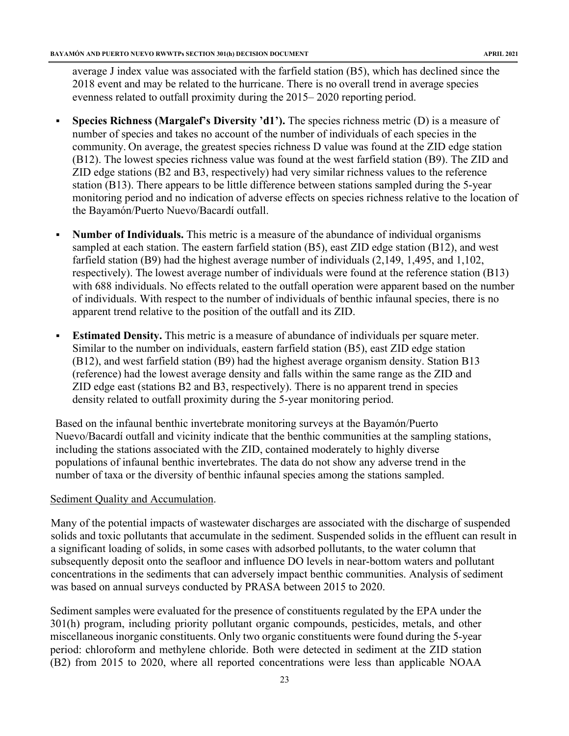average J index value was associated with the farfield station (B5), which has declined since the 2018 event and may be related to the hurricane. There is no overall trend in average species evenness related to outfall proximity during the 2015– 2020 reporting period.

- **Species Richness (Margalef's Diversity 'd1').** The species richness metric (D) is a measure of number of species and takes no account of the number of individuals of each species in the community. On average, the greatest species richness D value was found at the ZID edge station (B12). The lowest species richness value was found at the west farfield station (B9). The ZID and ZID edge stations (B2 and B3, respectively) had very similar richness values to the reference station (B13). There appears to be little difference between stations sampled during the 5-year monitoring period and no indication of adverse effects on species richness relative to the location of the Bayamón/Puerto Nuevo/Bacardí outfall.

- **Number of Individuals.** This metric is a measure of the abundance of individual organisms sampled at each station. The eastern farfield station (B5), east ZID edge station (B12), and west farfield station (B9) had the highest average number of individuals (2,149, 1,495, and 1,102, respectively). The lowest average number of individuals were found at the reference station (B13) with 688 individuals. No effects related to the outfall operation were apparent based on the number of individuals. With respect to the number of individuals of benthic infaunal species, there is no apparent trend relative to the position of the outfall and its ZID.

- **Estimated Density.** This metric is a measure of abundance of individuals per square meter. Similar to the number on individuals, eastern farfield station (B5), east ZID edge station (B12), and west farfield station (B9) had the highest average organism density. Station B13 (reference) had the lowest average density and falls within the same range as the ZID and ZID edge east (stations B2 and B3, respectively). There is no apparent trend in species density related to outfall proximity during the 5-year monitoring period.

Based on the infaunal benthic invertebrate monitoring surveys at the Bayamón/Puerto Nuevo/Bacardí outfall and vicinity indicate that the benthic communities at the sampling stations, including the stations associated with the ZID, contained moderately to highly diverse populations of infaunal benthic invertebrates. The data do not show any adverse trend in the number of taxa or the diversity of benthic infaunal species among the stations sampled.

Sediment Quality and Accumulation.

Many of the potential impacts of wastewater discharges are associated with the discharge of suspended solids and toxic pollutants that accumulate in the sediment. Suspended solids in the effluent can result in a significant loading of solids, in some cases with adsorbed pollutants, to the water column that subsequently deposit onto the seafloor and influence DO levels in near-bottom waters and pollutant concentrations in the sediments that can adversely impact benthic communities. Analysis of sediment was based on annual surveys conducted by PRASA between 2015 to 2020.

Sediment samples were evaluated for the presence of constituents regulated by the EPA under the 301(h) program, including priority pollutant organic compounds, pesticides, metals, and other miscellaneous inorganic constituents. Only two organic constituents were found during the 5-year period: chloroform and methylene chloride. Both were detected in sediment at the ZID station (B2) from 2015 to 2020, where all reported concentrations were less than applicable NOAA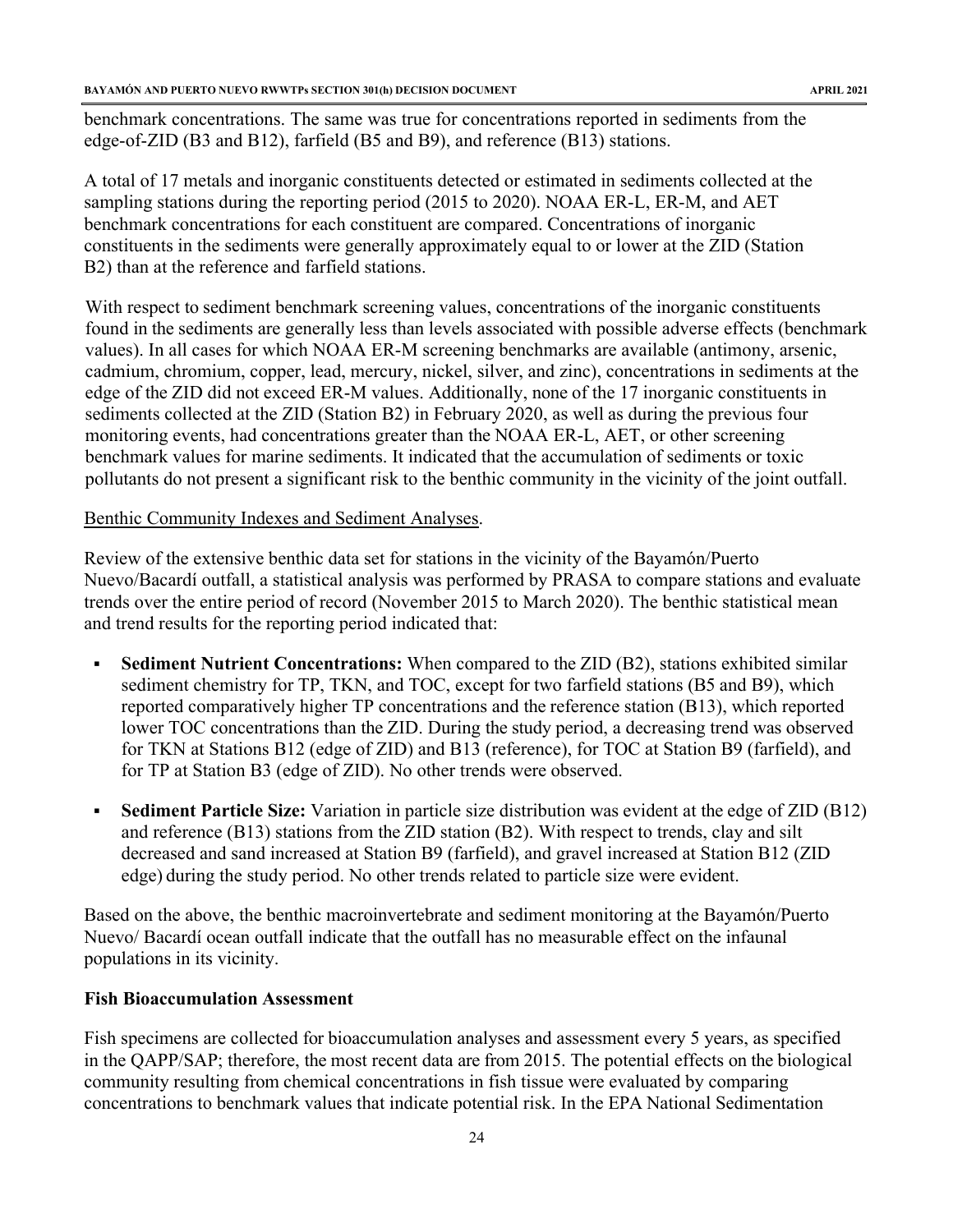benchmark concentrations. The same was true for concentrations reported in sediments from the edge-of-ZID (B3 and B12), farfield (B5 and B9), and reference (B13) stations.

A total of 17 metals and inorganic constituents detected or estimated in sediments collected at the sampling stations during the reporting period (2015 to 2020). NOAA ER-L, ER-M, and AET benchmark concentrations for each constituent are compared. Concentrations of inorganic constituents in the sediments were generally approximately equal to or lower at the ZID (Station B2) than at the reference and farfield stations.

With respect to sediment benchmark screening values, concentrations of the inorganic constituents found in the sediments are generally less than levels associated with possible adverse effects (benchmark values). In all cases for which NOAA ER-M screening benchmarks are available (antimony, arsenic, cadmium, chromium, copper, lead, mercury, nickel, silver, and zinc), concentrations in sediments at the edge of the ZID did not exceed ER-M values. Additionally, none of the 17 inorganic constituents in sediments collected at the ZID (Station B2) in February 2020, as well as during the previous four monitoring events, had concentrations greater than the NOAA ER-L, AET, or other screening benchmark values for marine sediments. It indicated that the accumulation of sediments or toxic pollutants do not present a significant risk to the benthic community in the vicinity of the joint outfall.

Benthic Community Indexes and Sediment Analyses.

Review of the extensive benthic data set for stations in the vicinity of the Bayamón/Puerto Nuevo/Bacardí outfall, a statistical analysis was performed by PRASA to compare stations and evaluate trends over the entire period of record (November 2015 to March 2020). The benthic statistical mean and trend results for the reporting period indicated that:

- **Sediment Nutrient Concentrations:** When compared to the ZID (B2), stations exhibited similar sediment chemistry for TP, TKN, and TOC, except for two farfield stations (B5 and B9), which reported comparatively higher TP concentrations and the reference station (B13), which reported lower TOC concentrations than the ZID. During the study period, a decreasing trend was observed for TKN at Stations B12 (edge of ZID) and B13 (reference), for TOC at Station B9 (farfield), and for TP at Station B3 (edge of ZID). No other trends were observed.
- **Sediment Particle Size:** Variation in particle size distribution was evident at the edge of ZID (B12) and reference (B13) stations from the ZID station (B2). With respect to trends, clay and silt decreased and sand increased at Station B9 (farfield), and gravel increased at Station B12 (ZID edge) during the study period. No other trends related to particle size were evident.

Based on the above, the benthic macroinvertebrate and sediment monitoring at the Bayamón/Puerto Nuevo/ Bacardí ocean outfall indicate that the outfall has no measurable effect on the infaunal populations in its vicinity.

**Fish Bioaccumulation Assessment**

Fish specimens are collected for bioaccumulation analyses and assessment every 5 years, as specified in the QAPP/SAP; therefore, the most recent data are from 2015. The potential effects on the biological community resulting from chemical concentrations in fish tissue were evaluated by comparing concentrations to benchmark values that indicate potential risk. In the EPA National Sedimentation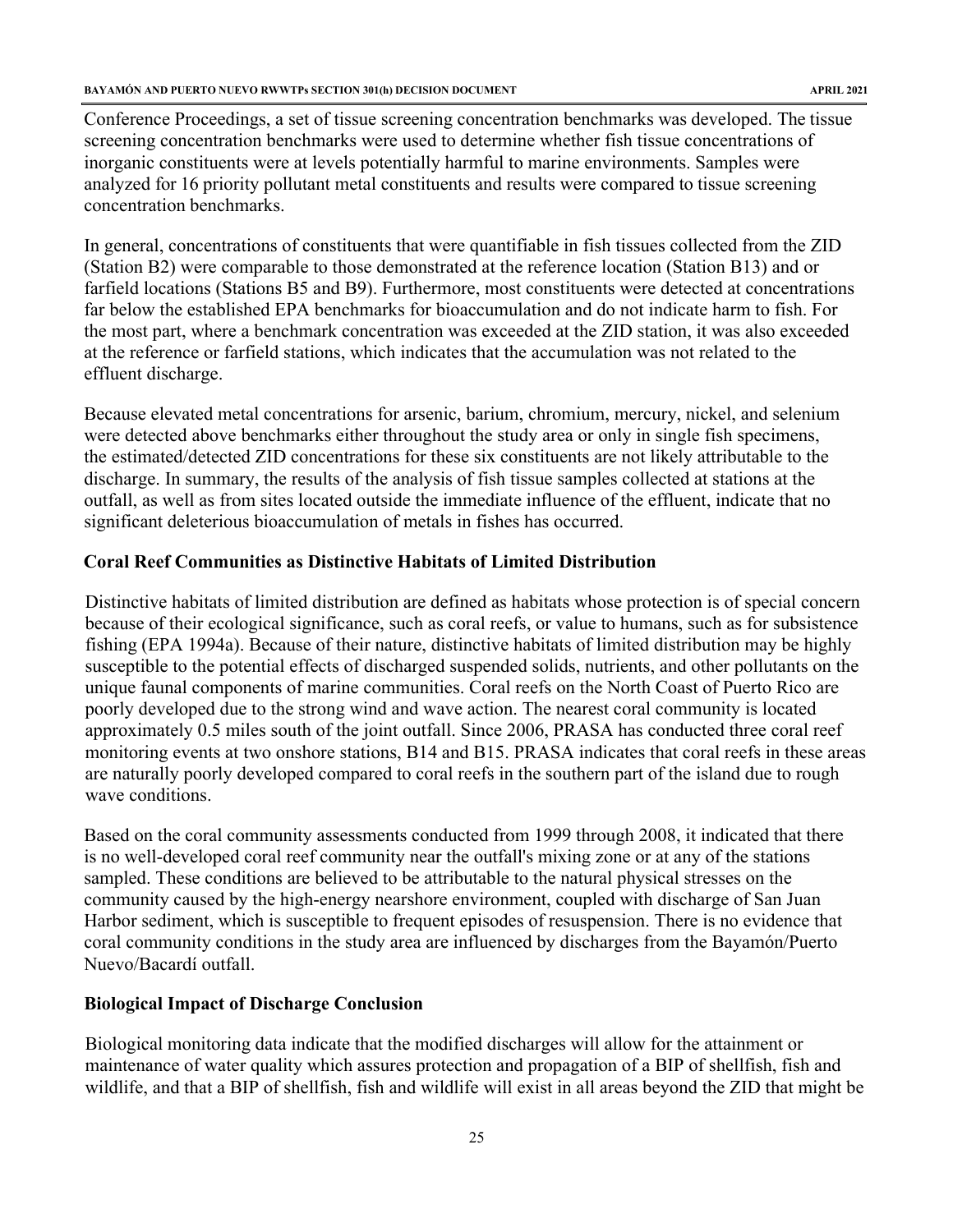Conference Proceedings, a set of tissue screening concentration benchmarks was developed. The tissue screening concentration benchmarks were used to determine whether fish tissue concentrations of inorganic constituents were at levels potentially harmful to marine environments. Samples were analyzed for 16 priority pollutant metal constituents and results were compared to tissue screening concentration benchmarks.

In general, concentrations of constituents that were quantifiable in fish tissues collected from the ZID (Station B2) were comparable to those demonstrated at the reference location (Station B13) and or farfield locations (Stations B5 and B9). Furthermore, most constituents were detected at concentrations far below the established EPA benchmarks for bioaccumulation and do not indicate harm to fish. For the most part, where a benchmark concentration was exceeded at the ZID station, it was also exceeded at the reference or farfield stations, which indicates that the accumulation was not related to the effluent discharge.

Because elevated metal concentrations for arsenic, barium, chromium, mercury, nickel, and selenium were detected above benchmarks either throughout the study area or only in single fish specimens, the estimated/detected ZID concentrations for these six constituents are not likely attributable to the discharge. In summary, the results of the analysis of fish tissue samples collected at stations at the outfall, as well as from sites located outside the immediate influence of the effluent, indicate that no significant deleterious bioaccumulation of metals in fishes has occurred.

### Coral Reef Communities as Distinctive Habitats of Limited Distribution

Distinctive habitats of limited distribution are defined as habitats whose protection is of special concern because of their ecological significance, such as coral reefs, or value to humans, such as for subsistence fishing (EPA 1994a). Because of their nature, distinctive habitats of limited distribution may be highly susceptible to the potential effects of discharged suspended solids, nutrients, and other pollutants on the unique faunal components of marine communities. Coral reefs on the North Coast of Puerto Rico are poorly developed due to the strong wind and wave action. The nearest coral community is located approximately 0.5 miles south of the joint outfall. Since 2006, PRASA has conducted three coral reef monitoring events at two onshore stations, B14 and B15. PRASA indicates that coral reefs in these areas are naturally poorly developed compared to coral reefs in the southern part of the island due to rough wave conditions.

Based on the coral community assessments conducted from 1999 through 2008, it indicated that there is no well-developed coral reef community near the outfall's mixing zone or at any of the stations sampled. These conditions are believed to be attributable to the natural physical stresses on the community caused by the high-energy nearshore environment, coupled with discharge of San Juan Harbor sediment, which is susceptible to frequent episodes of resuspension. There is no evidence that coral community conditions in the study area are influenced by discharges from the Bayamón/Puerto Nuevo/Bacardí outfall.

### Biological Impact of Discharge Conclusion

Biological monitoring data indicate that the modified discharges will allow for the attainment or maintenance of water quality which assures protection and propagation of a BIP of shellfish, fish and wildlife, and that a BIP of shellfish, fish and wildlife will exist in all areas beyond the ZID that might be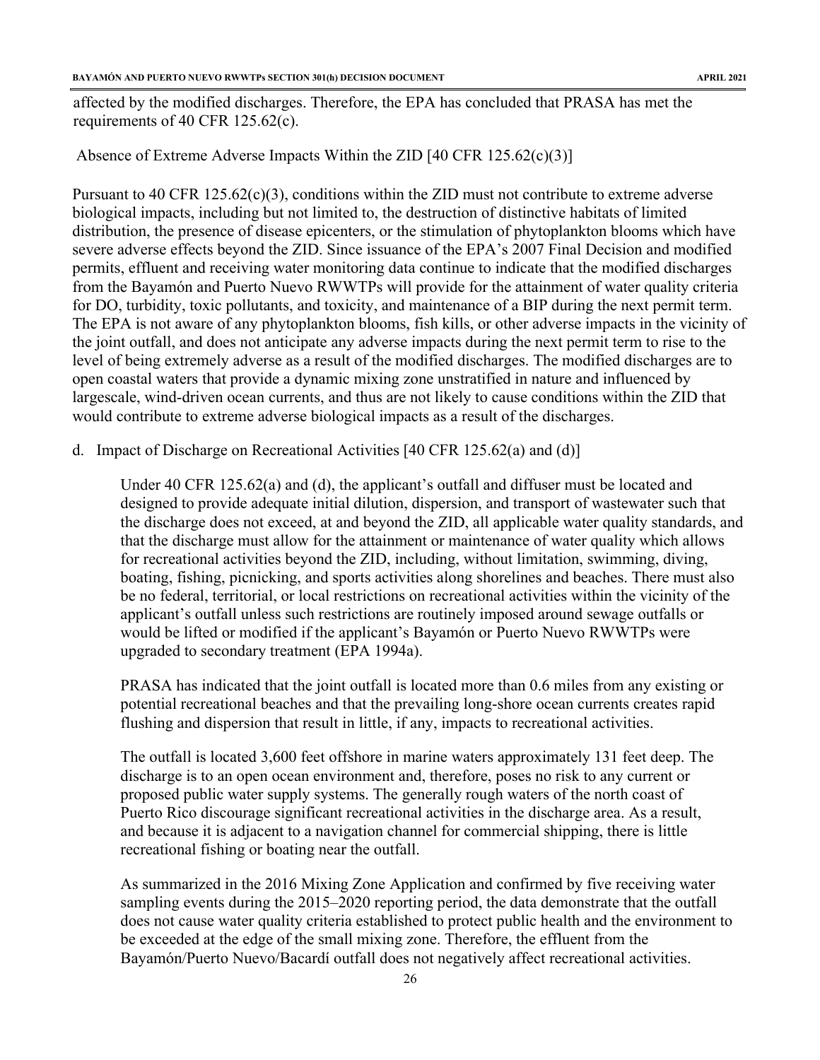affected by the modified discharges. Therefore, the EPA has concluded that PRASA has met the requirements of 40 CFR 125.62(c).

Absence of Extreme Adverse Impacts Within the ZID [40 CFR 125.62(c)(3)]

Pursuant to 40 CFR 125.62(c)(3), conditions within the ZID must not contribute to extreme adverse biological impacts, including but not limited to, the destruction of distinctive habitats of limited distribution, the presence of disease epicenters, or the stimulation of phytoplankton blooms which have severe adverse effects beyond the ZID. Since issuance of the EPA's 2007 Final Decision and modified permits, effluent and receiving water monitoring data continue to indicate that the modified discharges from the Bayamón and Puerto Nuevo RWWTPs will provide for the attainment of water quality criteria for DO, turbidity, toxic pollutants, and toxicity, and maintenance of a BIP during the next permit term. The EPA is not aware of any phytoplankton blooms, fish kills, or other adverse impacts in the vicinity of the joint outfall, and does not anticipate any adverse impacts during the next permit term to rise to the level of being extremely adverse as a result of the modified discharges. The modified discharges are to open coastal waters that provide a dynamic mixing zone unstratified in nature and influenced by largescale, wind-driven ocean currents, and thus are not likely to cause conditions within the ZID that would contribute to extreme adverse biological impacts as a result of the discharges.

d. Impact of Discharge on Recreational Activities [40 CFR 125.62(a) and (d)]

Under 40 CFR 125.62(a) and (d), the applicant's outfall and diffuser must be located and designed to provide adequate initial dilution, dispersion, and transport of wastewater such that the discharge does not exceed, at and beyond the ZID, all applicable water quality standards, and that the discharge must allow for the attainment or maintenance of water quality which allows for recreational activities beyond the ZID, including, without limitation, swimming, diving, boating, fishing, picnicking, and sports activities along shorelines and beaches. There must also be no federal, territorial, or local restrictions on recreational activities within the vicinity of the applicant's outfall unless such restrictions are routinely imposed around sewage outfalls or would be lifted or modified if the applicant's Bayamón or Puerto Nuevo RWWTPs were upgraded to secondary treatment (EPA 1994a).

PRASA has indicated that the joint outfall is located more than 0.6 miles from any existing or potential recreational beaches and that the prevailing long-shore ocean currents creates rapid flushing and dispersion that result in little, if any, impacts to recreational activities.

The outfall is located 3,600 feet offshore in marine waters approximately 131 feet deep. The discharge is to an open ocean environment and, therefore, poses no risk to any current or proposed public water supply systems. The generally rough waters of the north coast of Puerto Rico discourage significant recreational activities in the discharge area. As a result, and because it is adjacent to a navigation channel for commercial shipping, there is little recreational fishing or boating near the outfall.

As summarized in the 2016 Mixing Zone Application and confirmed by five receiving water sampling events during the 2015–2020 reporting period, the data demonstrate that the outfall does not cause water quality criteria established to protect public health and the environment to be exceeded at the edge of the small mixing zone. Therefore, the effluent from the Bayamón/Puerto Nuevo/Bacardí outfall does not negatively affect recreational activities.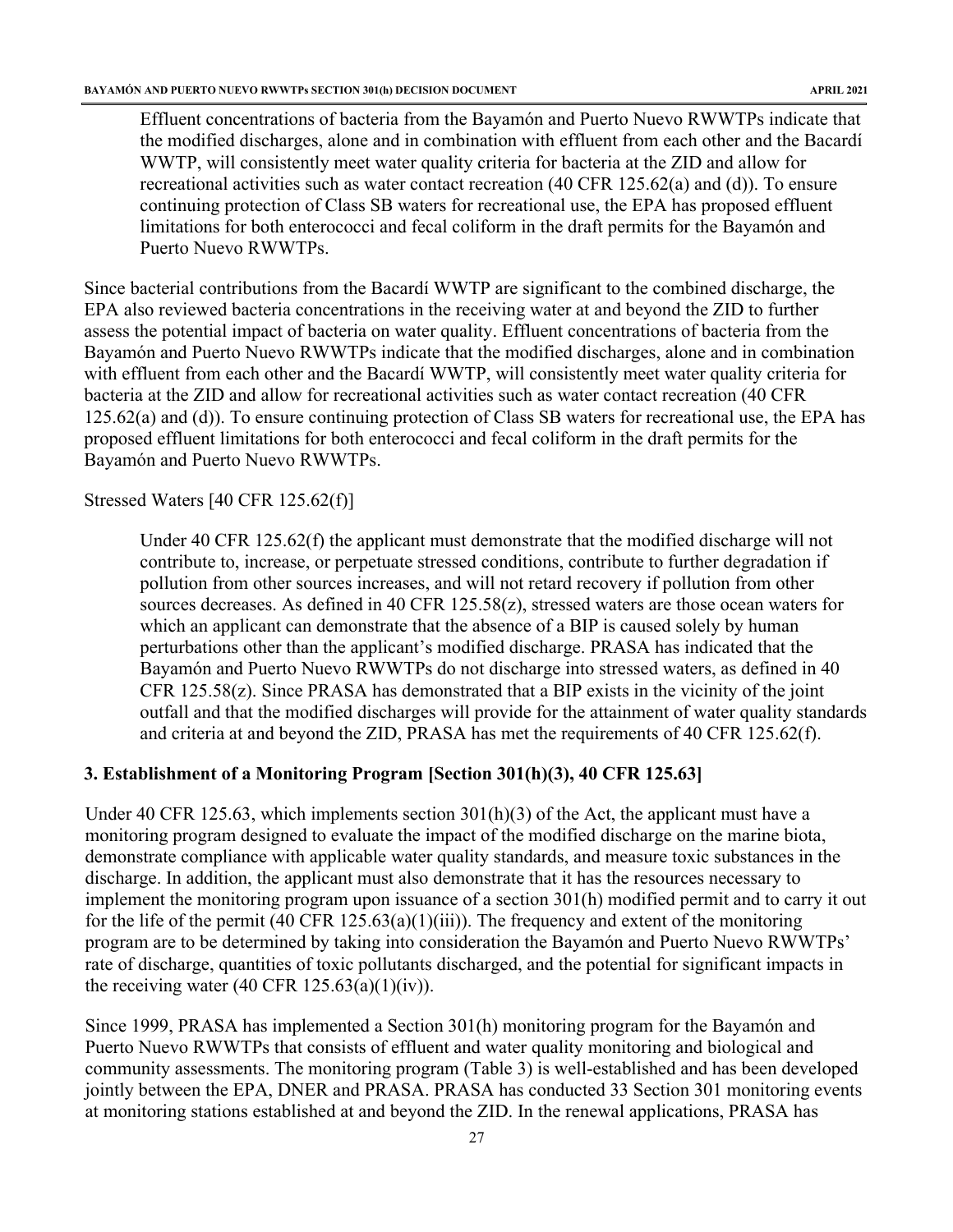> Effluent concentrations of bacteria from the Bayamón and Puerto Nuevo RWWTPs indicate that the modified discharges, alone and in combination with effluent from each other and the Bacardí WWTP, will consistently meet water quality criteria for bacteria at the ZID and allow for recreational activities such as water contact recreation (40 CFR 125.62(a) and (d)). To ensure continuing protection of Class SB waters for recreational use, the EPA has proposed effluent limitations for both enterococci and fecal coliform in the draft permits for the Bayamón and Puerto Nuevo RWWTPs.

Since bacterial contributions from the Bacardí WWTP are significant to the combined discharge, the EPA also reviewed bacteria concentrations in the receiving water at and beyond the ZID to further assess the potential impact of bacteria on water quality. Effluent concentrations of bacteria from the Bayamón and Puerto Nuevo RWWTPs indicate that the modified discharges, alone and in combination with effluent from each other and the Bacardí WWTP, will consistently meet water quality criteria for bacteria at the ZID and allow for recreational activities such as water contact recreation (40 CFR 125.62(a) and (d)). To ensure continuing protection of Class SB waters for recreational use, the EPA has proposed effluent limitations for both enterococci and fecal coliform in the draft permits for the Bayamón and Puerto Nuevo RWWTPs.

Stressed Waters [40 CFR 125.62(f)]

> Under 40 CFR 125.62(f) the applicant must demonstrate that the modified discharge will not contribute to, increase, or perpetuate stressed conditions, contribute to further degradation if pollution from other sources increases, and will not retard recovery if pollution from other sources decreases. As defined in 40 CFR 125.58(z), stressed waters are those ocean waters for which an applicant can demonstrate that the absence of a BIP is caused solely by human perturbations other than the applicant's modified discharge. PRASA has indicated that the Bayamón and Puerto Nuevo RWWTPs do not discharge into stressed waters, as defined in 40 CFR 125.58(z). Since PRASA has demonstrated that a BIP exists in the vicinity of the joint outfall and that the modified discharges will provide for the attainment of water quality standards and criteria at and beyond the ZID, PRASA has met the requirements of 40 CFR 125.62(f).

### 3. Establishment of a Monitoring Program [Section 301(h)(3), 40 CFR 125.63]

Under 40 CFR 125.63, which implements section 301(h)(3) of the Act, the applicant must have a monitoring program designed to evaluate the impact of the modified discharge on the marine biota, demonstrate compliance with applicable water quality standards, and measure toxic substances in the discharge. In addition, the applicant must also demonstrate that it has the resources necessary to implement the monitoring program upon issuance of a section 301(h) modified permit and to carry it out for the life of the permit (40 CFR 125.63(a)(1)(iii)). The frequency and extent of the monitoring program are to be determined by taking into consideration the Bayamón and Puerto Nuevo RWWTPs' rate of discharge, quantities of toxic pollutants discharged, and the potential for significant impacts in the receiving water (40 CFR 125.63(a)(1)(iv)).

Since 1999, PRASA has implemented a Section 301(h) monitoring program for the Bayamón and Puerto Nuevo RWWTPs that consists of effluent and water quality monitoring and biological and community assessments. The monitoring program (Table 3) is well-established and has been developed jointly between the EPA, DNER and PRASA. PRASA has conducted 33 Section 301 monitoring events at monitoring stations established at and beyond the ZID. In the renewal applications, PRASA has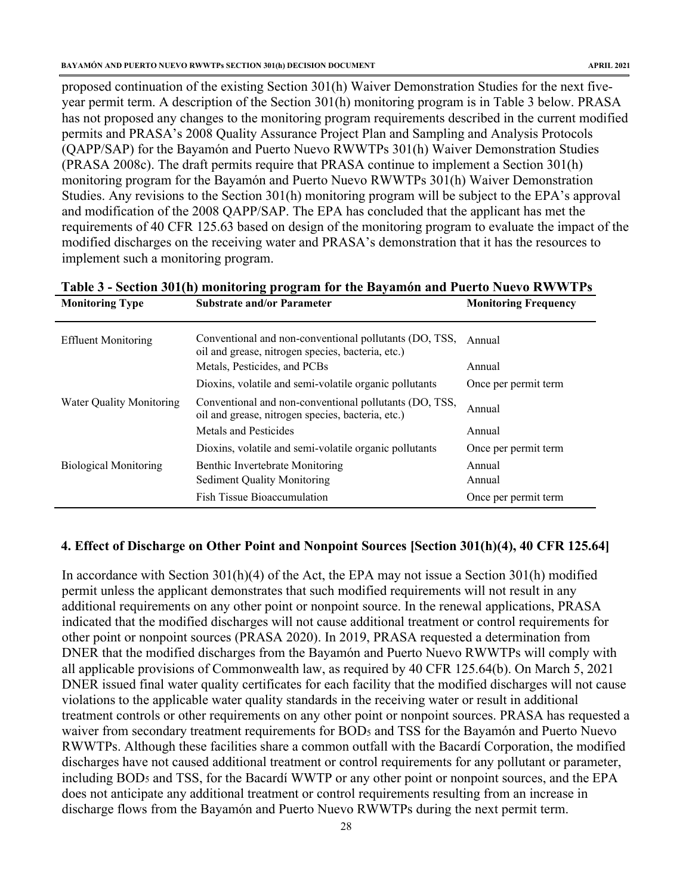proposed continuation of the existing Section 301(h) Waiver Demonstration Studies for the next five-year permit term. A description of the Section 301(h) monitoring program is in Table 3 below. PRASA has not proposed any changes to the monitoring program requirements described in the current modified permits and PRASA's 2008 Quality Assurance Project Plan and Sampling and Analysis Protocols (QAPP/SAP) for the Bayamón and Puerto Nuevo RWWTPs 301(h) Waiver Demonstration Studies (PRASA 2008c). The draft permits require that PRASA continue to implement a Section 301(h) monitoring program for the Bayamón and Puerto Nuevo RWWTPs 301(h) Waiver Demonstration Studies. Any revisions to the Section 301(h) monitoring program will be subject to the EPA's approval and modification of the 2008 QAPP/SAP. The EPA has concluded that the applicant has met the requirements of 40 CFR 125.63 based on design of the monitoring program to evaluate the impact of the modified discharges on the receiving water and PRASA's demonstration that it has the resources to implement such a monitoring program.

**Table 3 - Section 301(h) monitoring program for the Bayamón and Puerto Nuevo RWWTPs**

| Monitoring Type | Substrate and/or Parameter | Monitoring Frequency |
|---|---|---|
| Effluent Monitoring | Conventional and non-conventional pollutants (DO, TSS, oil and grease, nitrogen species, bacteria, etc.) | Annual |
| | Metals, Pesticides, and PCBs | Annual |
| | Dioxins, volatile and semi-volatile organic pollutants | Once per permit term |
| Water Quality Monitoring | Conventional and non-conventional pollutants (DO, TSS, oil and grease, nitrogen species, bacteria, etc.) | Annual |
| | Metals and Pesticides | Annual |
| | Dioxins, volatile and semi-volatile organic pollutants | Once per permit term |
| Biological Monitoring | Benthic Invertebrate Monitoring | Annual |
| | Sediment Quality Monitoring | Annual |
| | Fish Tissue Bioaccumulation | Once per permit term |

## 4. Effect of Discharge on Other Point and Nonpoint Sources [Section 301(h)(4), 40 CFR 125.64]

In accordance with Section 301(h)(4) of the Act, the EPA may not issue a Section 301(h) modified permit unless the applicant demonstrates that such modified requirements will not result in any additional requirements on any other point or nonpoint source. In the renewal applications, PRASA indicated that the modified discharges will not cause additional treatment or control requirements for other point or nonpoint sources (PRASA 2020). In 2019, PRASA requested a determination from DNER that the modified discharges from the Bayamón and Puerto Nuevo RWWTPs will comply with all applicable provisions of Commonwealth law, as required by 40 CFR 125.64(b). On March 5, 2021 DNER issued final water quality certificates for each facility that the modified discharges will not cause violations to the applicable water quality standards in the receiving water or result in additional treatment controls or other requirements on any other point or nonpoint sources. PRASA has requested a waiver from secondary treatment requirements for $BOD_5$ and TSS for the Bayamón and Puerto Nuevo RWWTPs. Although these facilities share a common outfall with the Bacardí Corporation, the modified discharges have not caused additional treatment or control requirements for any pollutant or parameter, including $BOD_5$ and TSS, for the Bacardí WWTP or any other point or nonpoint sources, and the EPA does not anticipate any additional treatment or control requirements resulting from an increase in discharge flows from the Bayamón and Puerto Nuevo RWWTPs during the next permit term.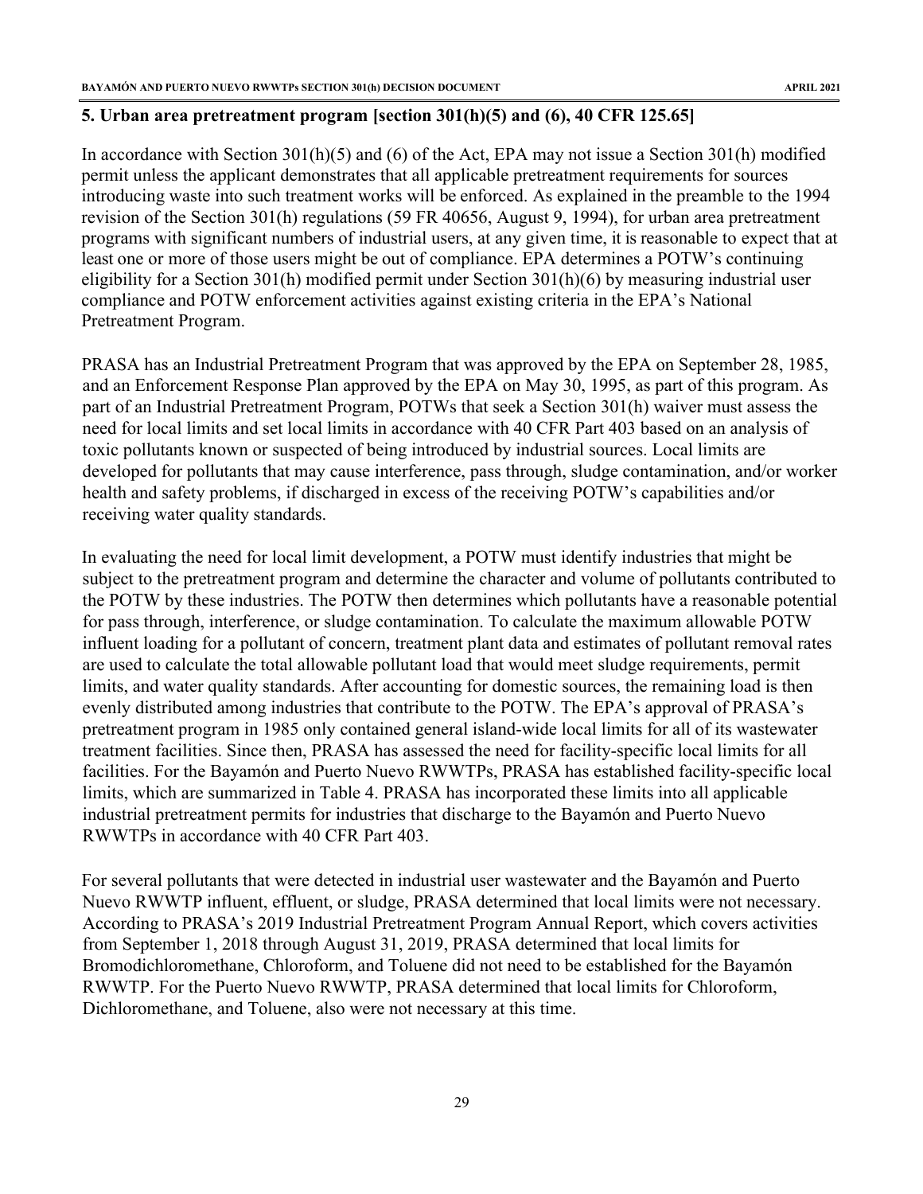## 5. Urban area pretreatment program [section 301(h)(5) and (6), 40 CFR 125.65]

In accordance with Section 301(h)(5) and (6) of the Act, EPA may not issue a Section 301(h) modified permit unless the applicant demonstrates that all applicable pretreatment requirements for sources introducing waste into such treatment works will be enforced. As explained in the preamble to the 1994 revision of the Section 301(h) regulations (59 FR 40656, August 9, 1994), for urban area pretreatment programs with significant numbers of industrial users, at any given time, it is reasonable to expect that at least one or more of those users might be out of compliance. EPA determines a POTW's continuing eligibility for a Section 301(h) modified permit under Section 301(h)(6) by measuring industrial user compliance and POTW enforcement activities against existing criteria in the EPA's National Pretreatment Program.

PRASA has an Industrial Pretreatment Program that was approved by the EPA on September 28, 1985, and an Enforcement Response Plan approved by the EPA on May 30, 1995, as part of this program. As part of an Industrial Pretreatment Program, POTWs that seek a Section 301(h) waiver must assess the need for local limits and set local limits in accordance with 40 CFR Part 403 based on an analysis of toxic pollutants known or suspected of being introduced by industrial sources. Local limits are developed for pollutants that may cause interference, pass through, sludge contamination, and/or worker health and safety problems, if discharged in excess of the receiving POTW's capabilities and/or receiving water quality standards.

In evaluating the need for local limit development, a POTW must identify industries that might be subject to the pretreatment program and determine the character and volume of pollutants contributed to the POTW by these industries. The POTW then determines which pollutants have a reasonable potential for pass through, interference, or sludge contamination. To calculate the maximum allowable POTW influent loading for a pollutant of concern, treatment plant data and estimates of pollutant removal rates are used to calculate the total allowable pollutant load that would meet sludge requirements, permit limits, and water quality standards. After accounting for domestic sources, the remaining load is then evenly distributed among industries that contribute to the POTW. The EPA's approval of PRASA's pretreatment program in 1985 only contained general island-wide local limits for all of its wastewater treatment facilities. Since then, PRASA has assessed the need for facility-specific local limits for all facilities. For the Bayamón and Puerto Nuevo RWWTPs, PRASA has established facility-specific local limits, which are summarized in Table 4. PRASA has incorporated these limits into all applicable industrial pretreatment permits for industries that discharge to the Bayamón and Puerto Nuevo RWWTPs in accordance with 40 CFR Part 403.

For several pollutants that were detected in industrial user wastewater and the Bayamón and Puerto Nuevo RWWTP influent, effluent, or sludge, PRASA determined that local limits were not necessary. According to PRASA's 2019 Industrial Pretreatment Program Annual Report, which covers activities from September 1, 2018 through August 31, 2019, PRASA determined that local limits for Bromodichloromethane, Chloroform, and Toluene did not need to be established for the Bayamón RWWTP. For the Puerto Nuevo RWWTP, PRASA determined that local limits for Chloroform, Dichloromethane, and Toluene, also were not necessary at this time.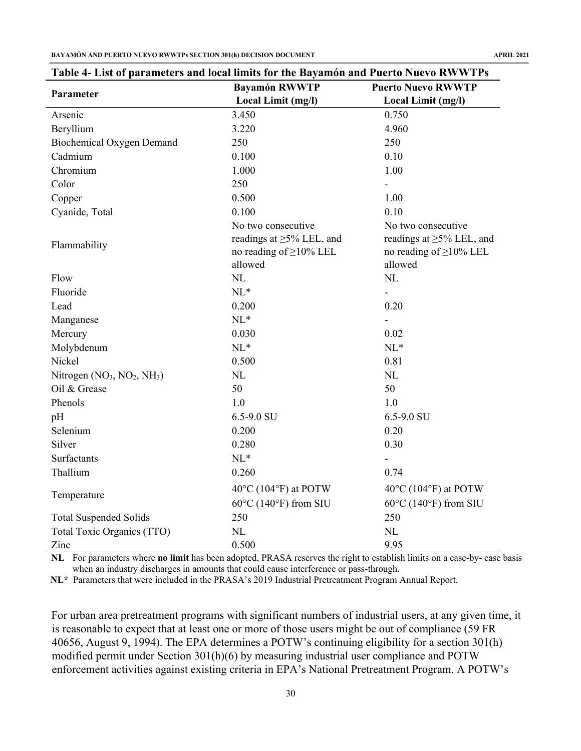**Table 4- List of parameters and local limits for the Bayamón and Puerto Nuevo RWWTPs**

| Parameter | Bayamón RWWTP Local Limit (mg/l) | Puerto Nuevo RWWTP Local Limit (mg/l) |
|---|---|---|
| Arsenic | 3.450 | 0.750 |
| Beryllium | 3.220 | 4.960 |
| Biochemical Oxygen Demand | 250 | 250 |
| Cadmium | 0.100 | 0.10 |
| Chromium | 1.000 | 1.00 |
| Color | 250 | - |
| Copper | 0.500 | 1.00 |
| Cyanide, Total | 0.100 | 0.10 |
| Flammability | No two consecutive readings at ≥5% LEL, and no reading of ≥10% LEL allowed | No two consecutive readings at ≥5% LEL, and no reading of ≥10% LEL allowed |
| Flow | NL | NL |
| Fluoride | NL* | - |
| Lead | 0.200 | 0.20 |
| Manganese | NL* | - |
| Mercury | 0.030 | 0.02 |
| Molybdenum | NL* | NL* |
| Nickel | 0.500 | 0.81 |
| Nitrogen ($NO_3$, $NO_2$, $NH_3$) | NL | NL |
| Oil & Grease | 50 | 50 |
| Phenols | 1.0 | 1.0 |
| pH | 6.5-9.0 SU | 6.5-9.0 SU |
| Selenium | 0.200 | 0.20 |
| Silver | 0.280 | 0.30 |
| Surfactants | NL* | - |
| Thallium | 0.260 | 0.74 |
| Temperature | 40°C (104°F) at POTW<br>60°C (140°F) from SIU | 40°C (104°F) at POTW<br>60°C (140°F) from SIU |
| Total Suspended Solids | 250 | 250 |
| Total Toxic Organics (TTO) | NL | NL |
| Zinc | 0.500 | 9.95 |

**NL** For parameters where **no limit** has been adopted, PRASA reserves the right to establish limits on a case-by- case basis when an industry discharges in amounts that could cause interference or pass-through.

**NL*** Parameters that were included in the PRASA's 2019 Industrial Pretreatment Program Annual Report.

For urban area pretreatment programs with significant numbers of industrial users, at any given time, it is reasonable to expect that at least one or more of those users might be out of compliance (59 FR 40656, August 9, 1994). The EPA determines a POTW's continuing eligibility for a section 301(h) modified permit under Section 301(h)(6) by measuring industrial user compliance and POTW enforcement activities against existing criteria in EPA's National Pretreatment Program. A POTW's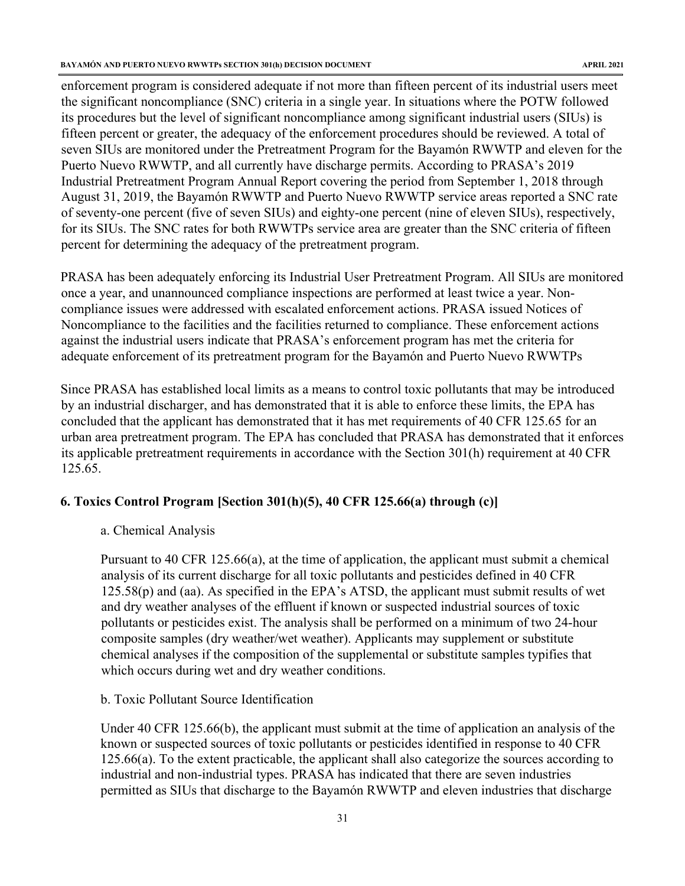enforcement program is considered adequate if not more than fifteen percent of its industrial users meet the significant noncompliance (SNC) criteria in a single year. In situations where the POTW followed its procedures but the level of significant noncompliance among significant industrial users (SIUs) is fifteen percent or greater, the adequacy of the enforcement procedures should be reviewed. A total of seven SIUs are monitored under the Pretreatment Program for the Bayamón RWWTP and eleven for the Puerto Nuevo RWWTP, and all currently have discharge permits. According to PRASA's 2019 Industrial Pretreatment Program Annual Report covering the period from September 1, 2018 through August 31, 2019, the Bayamón RWWTP and Puerto Nuevo RWWTP service areas reported a SNC rate of seventy-one percent (five of seven SIUs) and eighty-one percent (nine of eleven SIUs), respectively, for its SIUs. The SNC rates for both RWWTPs service area are greater than the SNC criteria of fifteen percent for determining the adequacy of the pretreatment program.

PRASA has been adequately enforcing its Industrial User Pretreatment Program. All SIUs are monitored once a year, and unannounced compliance inspections are performed at least twice a year. Non-compliance issues were addressed with escalated enforcement actions. PRASA issued Notices of Noncompliance to the facilities and the facilities returned to compliance. These enforcement actions against the industrial users indicate that PRASA's enforcement program has met the criteria for adequate enforcement of its pretreatment program for the Bayamón and Puerto Nuevo RWWTPs

Since PRASA has established local limits as a means to control toxic pollutants that may be introduced by an industrial discharger, and has demonstrated that it is able to enforce these limits, the EPA has concluded that the applicant has demonstrated that it has met requirements of 40 CFR 125.65 for an urban area pretreatment program. The EPA has concluded that PRASA has demonstrated that it enforces its applicable pretreatment requirements in accordance with the Section 301(h) requirement at 40 CFR 125.65.

### 6. Toxics Control Program [Section 301(h)(5), 40 CFR 125.66(a) through (c)]

a. Chemical Analysis

Pursuant to 40 CFR 125.66(a), at the time of application, the applicant must submit a chemical analysis of its current discharge for all toxic pollutants and pesticides defined in 40 CFR 125.58(p) and (aa). As specified in the EPA's ATSD, the applicant must submit results of wet and dry weather analyses of the effluent if known or suspected industrial sources of toxic pollutants or pesticides exist. The analysis shall be performed on a minimum of two 24-hour composite samples (dry weather/wet weather). Applicants may supplement or substitute chemical analyses if the composition of the supplemental or substitute samples typifies that which occurs during wet and dry weather conditions.

b. Toxic Pollutant Source Identification

Under 40 CFR 125.66(b), the applicant must submit at the time of application an analysis of the known or suspected sources of toxic pollutants or pesticides identified in response to 40 CFR 125.66(a). To the extent practicable, the applicant shall also categorize the sources according to industrial and non-industrial types. PRASA has indicated that there are seven industries permitted as SIUs that discharge to the Bayamón RWWTP and eleven industries that discharge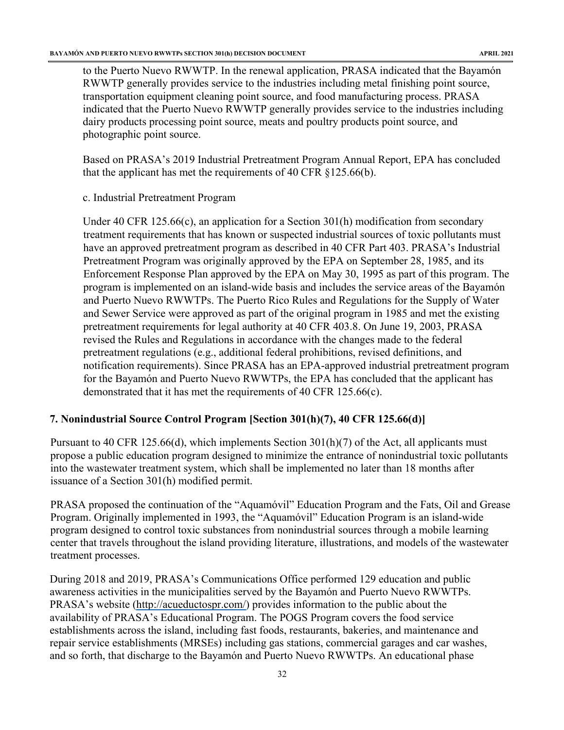to the Puerto Nuevo RWWTP. In the renewal application, PRASA indicated that the Bayamón RWWTP generally provides service to the industries including metal finishing point source, transportation equipment cleaning point source, and food manufacturing process. PRASA indicated that the Puerto Nuevo RWWTP generally provides service to the industries including dairy products processing point source, meats and poultry products point source, and photographic point source.

Based on PRASA's 2019 Industrial Pretreatment Program Annual Report, EPA has concluded that the applicant has met the requirements of 40 CFR §125.66(b).

c. Industrial Pretreatment Program

Under 40 CFR 125.66(c), an application for a Section 301(h) modification from secondary treatment requirements that has known or suspected industrial sources of toxic pollutants must have an approved pretreatment program as described in 40 CFR Part 403. PRASA's Industrial Pretreatment Program was originally approved by the EPA on September 28, 1985, and its Enforcement Response Plan approved by the EPA on May 30, 1995 as part of this program. The program is implemented on an island-wide basis and includes the service areas of the Bayamón and Puerto Nuevo RWWTPs. The Puerto Rico Rules and Regulations for the Supply of Water and Sewer Service were approved as part of the original program in 1985 and met the existing pretreatment requirements for legal authority at 40 CFR 403.8. On June 19, 2003, PRASA revised the Rules and Regulations in accordance with the changes made to the federal pretreatment regulations (e.g., additional federal prohibitions, revised definitions, and notification requirements). Since PRASA has an EPA-approved industrial pretreatment program for the Bayamón and Puerto Nuevo RWWTPs, the EPA has concluded that the applicant has demonstrated that it has met the requirements of 40 CFR 125.66(c).

## 7. Nonindustrial Source Control Program [Section 301(h)(7), 40 CFR 125.66(d)]

Pursuant to 40 CFR 125.66(d), which implements Section 301(h)(7) of the Act, all applicants must propose a public education program designed to minimize the entrance of nonindustrial toxic pollutants into the wastewater treatment system, which shall be implemented no later than 18 months after issuance of a Section 301(h) modified permit.

PRASA proposed the continuation of the "Aquamóvil" Education Program and the Fats, Oil and Grease Program. Originally implemented in 1993, the "Aquamóvil" Education Program is an island-wide program designed to control toxic substances from nonindustrial sources through a mobile learning center that travels throughout the island providing literature, illustrations, and models of the wastewater treatment processes.

During 2018 and 2019, PRASA's Communications Office performed 129 education and public awareness activities in the municipalities served by the Bayamón and Puerto Nuevo RWWTPs. PRASA's website (http://acueductospr.com/) provides information to the public about the availability of PRASA's Educational Program. The POGS Program covers the food service establishments across the island, including fast foods, restaurants, bakeries, and maintenance and repair service establishments (MRSEs) including gas stations, commercial garages and car washes, and so forth, that discharge to the Bayamón and Puerto Nuevo RWWTPs. An educational phase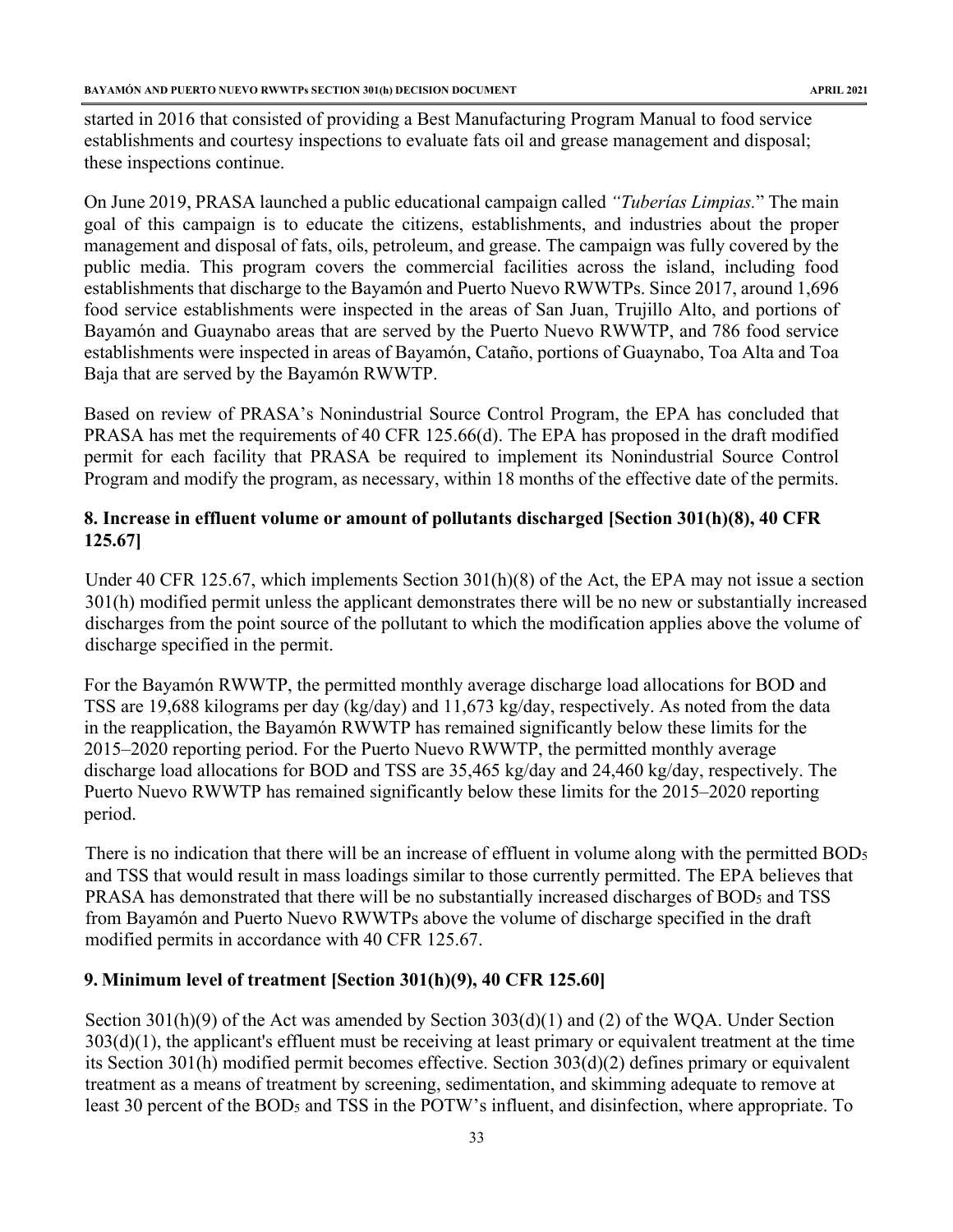started in 2016 that consisted of providing a Best Manufacturing Program Manual to food service establishments and courtesy inspections to evaluate fats oil and grease management and disposal; these inspections continue.

On June 2019, PRASA launched a public educational campaign called *"Tuberías Limpias.*" The main goal of this campaign is to educate the citizens, establishments, and industries about the proper management and disposal of fats, oils, petroleum, and grease. The campaign was fully covered by the public media. This program covers the commercial facilities across the island, including food establishments that discharge to the Bayamón and Puerto Nuevo RWWTPs. Since 2017, around 1,696 food service establishments were inspected in the areas of San Juan, Trujillo Alto, and portions of Bayamón and Guaynabo areas that are served by the Puerto Nuevo RWWTP, and 786 food service establishments were inspected in areas of Bayamón, Cataño, portions of Guaynabo, Toa Alta and Toa Baja that are served by the Bayamón RWWTP.

Based on review of PRASA's Nonindustrial Source Control Program, the EPA has concluded that PRASA has met the requirements of 40 CFR 125.66(d). The EPA has proposed in the draft modified permit for each facility that PRASA be required to implement its Nonindustrial Source Control Program and modify the program, as necessary, within 18 months of the effective date of the permits.

## 8. Increase in effluent volume or amount of pollutants discharged [Section 301(h)(8), 40 CFR 125.67]

Under 40 CFR 125.67, which implements Section 301(h)(8) of the Act, the EPA may not issue a section 301(h) modified permit unless the applicant demonstrates there will be no new or substantially increased discharges from the point source of the pollutant to which the modification applies above the volume of discharge specified in the permit.

For the Bayamón RWWTP, the permitted monthly average discharge load allocations for BOD and TSS are 19,688 kilograms per day (kg/day) and 11,673 kg/day, respectively. As noted from the data in the reapplication, the Bayamón RWWTP has remained significantly below these limits for the 2015–2020 reporting period. For the Puerto Nuevo RWWTP, the permitted monthly average discharge load allocations for BOD and TSS are 35,465 kg/day and 24,460 kg/day, respectively. The Puerto Nuevo RWWTP has remained significantly below these limits for the 2015–2020 reporting period.

There is no indication that there will be an increase of effluent in volume along with the permitted $BOD_5$ and TSS that would result in mass loadings similar to those currently permitted. The EPA believes that PRASA has demonstrated that there will be no substantially increased discharges of $BOD_5$ and TSS from Bayamón and Puerto Nuevo RWWTPs above the volume of discharge specified in the draft modified permits in accordance with 40 CFR 125.67.

## 9. Minimum level of treatment [Section 301(h)(9), 40 CFR 125.60]

Section 301(h)(9) of the Act was amended by Section 303(d)(1) and (2) of the WQA. Under Section 303(d)(1), the applicant's effluent must be receiving at least primary or equivalent treatment at the time its Section 301(h) modified permit becomes effective. Section 303(d)(2) defines primary or equivalent treatment as a means of treatment by screening, sedimentation, and skimming adequate to remove at least 30 percent of the $BOD_5$ and TSS in the POTW's influent, and disinfection, where appropriate. To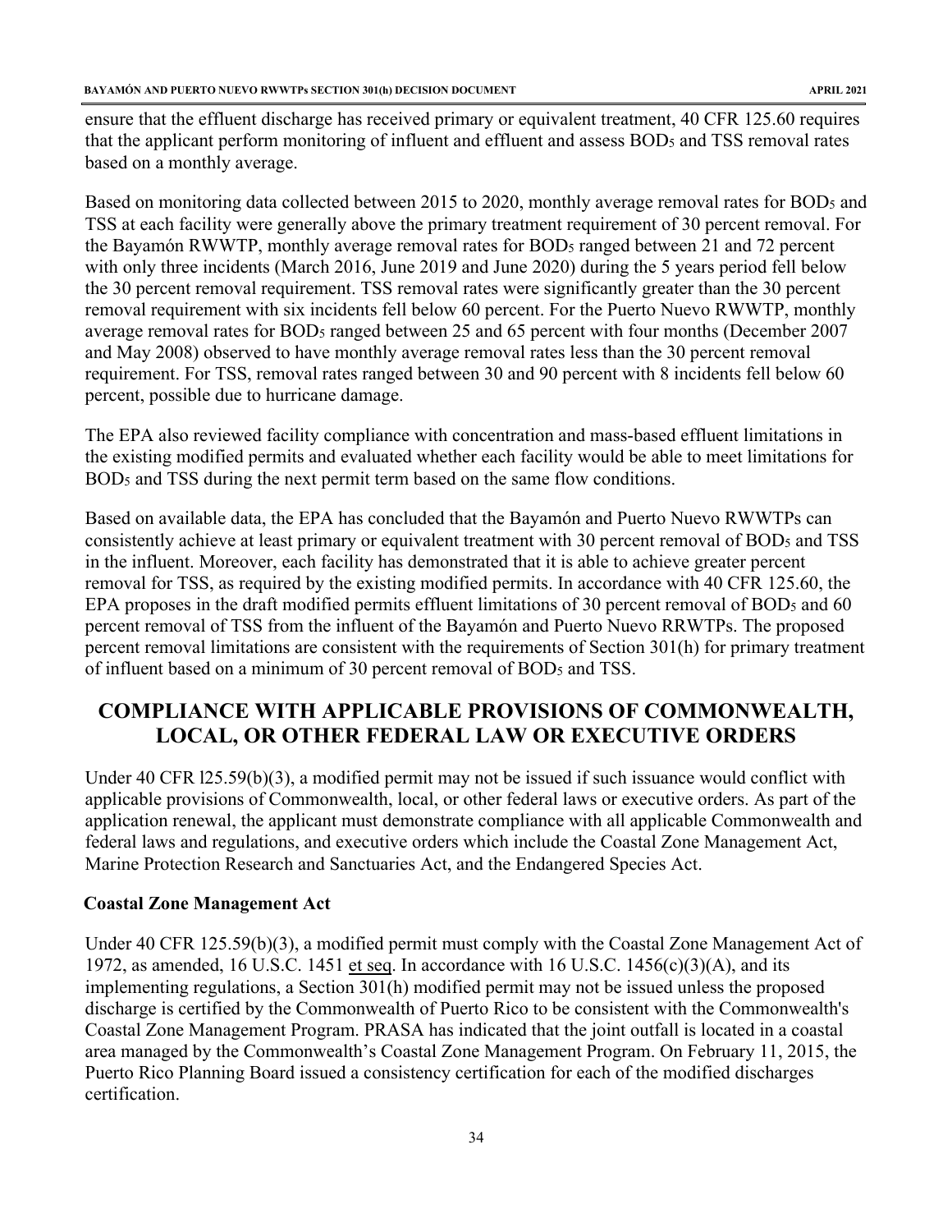ensure that the effluent discharge has received primary or equivalent treatment, 40 CFR 125.60 requires that the applicant perform monitoring of influent and effluent and assess $BOD_5$ and TSS removal rates based on a monthly average.

Based on monitoring data collected between 2015 to 2020, monthly average removal rates for $BOD_5$ and TSS at each facility were generally above the primary treatment requirement of 30 percent removal. For the Bayamón RWWTP, monthly average removal rates for $BOD_5$ ranged between 21 and 72 percent with only three incidents (March 2016, June 2019 and June 2020) during the 5 years period fell below the 30 percent removal requirement. TSS removal rates were significantly greater than the 30 percent removal requirement with six incidents fell below 60 percent. For the Puerto Nuevo RWWTP, monthly average removal rates for $BOD_5$ ranged between 25 and 65 percent with four months (December 2007 and May 2008) observed to have monthly average removal rates less than the 30 percent removal requirement. For TSS, removal rates ranged between 30 and 90 percent with 8 incidents fell below 60 percent, possible due to hurricane damage.

The EPA also reviewed facility compliance with concentration and mass-based effluent limitations in the existing modified permits and evaluated whether each facility would be able to meet limitations for $BOD_5$ and TSS during the next permit term based on the same flow conditions.

Based on available data, the EPA has concluded that the Bayamón and Puerto Nuevo RWWTPs can consistently achieve at least primary or equivalent treatment with 30 percent removal of $BOD_5$ and TSS in the influent. Moreover, each facility has demonstrated that it is able to achieve greater percent removal for TSS, as required by the existing modified permits. In accordance with 40 CFR 125.60, the EPA proposes in the draft modified permits effluent limitations of 30 percent removal of $BOD_5$ and 60 percent removal of TSS from the influent of the Bayamón and Puerto Nuevo RRWTPs. The proposed percent removal limitations are consistent with the requirements of Section 301(h) for primary treatment of influent based on a minimum of 30 percent removal of $BOD_5$ and TSS.

## COMPLIANCE WITH APPLICABLE PROVISIONS OF COMMONWEALTH, LOCAL, OR OTHER FEDERAL LAW OR EXECUTIVE ORDERS

Under 40 CFR l25.59(b)(3), a modified permit may not be issued if such issuance would conflict with applicable provisions of Commonwealth, local, or other federal laws or executive orders. As part of the application renewal, the applicant must demonstrate compliance with all applicable Commonwealth and federal laws and regulations, and executive orders which include the Coastal Zone Management Act, Marine Protection Research and Sanctuaries Act, and the Endangered Species Act.

### Coastal Zone Management Act

Under 40 CFR 125.59(b)(3), a modified permit must comply with the Coastal Zone Management Act of 1972, as amended, 16 U.S.C. 1451 et seq. In accordance with 16 U.S.C. 1456(c)(3)(A), and its implementing regulations, a Section 301(h) modified permit may not be issued unless the proposed discharge is certified by the Commonwealth of Puerto Rico to be consistent with the Commonwealth's Coastal Zone Management Program. PRASA has indicated that the joint outfall is located in a coastal area managed by the Commonwealth's Coastal Zone Management Program. On February 11, 2015, the Puerto Rico Planning Board issued a consistency certification for each of the modified discharges certification.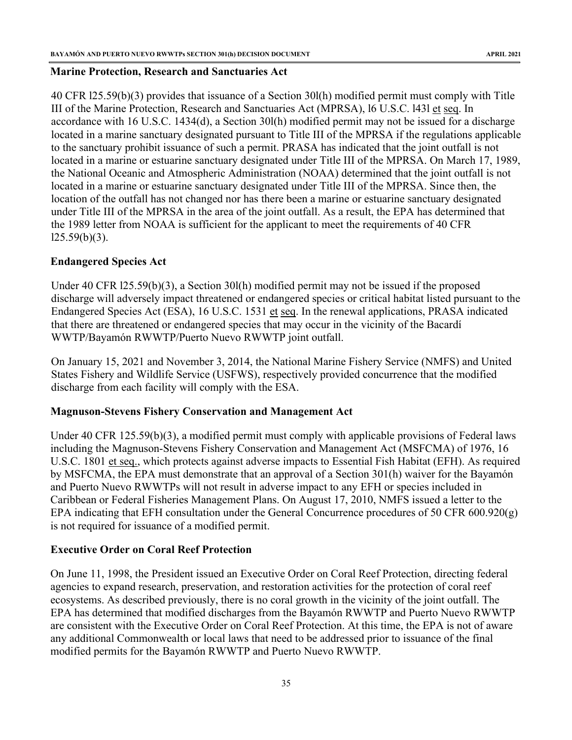## Marine Protection, Research and Sanctuaries Act

40 CFR l25.59(b)(3) provides that issuance of a Section 30l(h) modified permit must comply with Title III of the Marine Protection, Research and Sanctuaries Act (MPRSA), l6 U.S.C. l43l et seq. In accordance with 16 U.S.C. 1434(d), a Section 30l(h) modified permit may not be issued for a discharge located in a marine sanctuary designated pursuant to Title III of the MPRSA if the regulations applicable to the sanctuary prohibit issuance of such a permit. PRASA has indicated that the joint outfall is not located in a marine or estuarine sanctuary designated under Title III of the MPRSA. On March 17, 1989, the National Oceanic and Atmospheric Administration (NOAA) determined that the joint outfall is not located in a marine or estuarine sanctuary designated under Title III of the MPRSA. Since then, the location of the outfall has not changed nor has there been a marine or estuarine sanctuary designated under Title III of the MPRSA in the area of the joint outfall. As a result, the EPA has determined that the 1989 letter from NOAA is sufficient for the applicant to meet the requirements of 40 CFR l25.59(b)(3).

## Endangered Species Act

Under 40 CFR l25.59(b)(3), a Section 30l(h) modified permit may not be issued if the proposed discharge will adversely impact threatened or endangered species or critical habitat listed pursuant to the Endangered Species Act (ESA), 16 U.S.C. 1531 et seq. In the renewal applications, PRASA indicated that there are threatened or endangered species that may occur in the vicinity of the Bacardí WWTP/Bayamón RWWTP/Puerto Nuevo RWWTP joint outfall.

On January 15, 2021 and November 3, 2014, the National Marine Fishery Service (NMFS) and United States Fishery and Wildlife Service (USFWS), respectively provided concurrence that the modified discharge from each facility will comply with the ESA.

## Magnuson-Stevens Fishery Conservation and Management Act

Under 40 CFR 125.59(b)(3), a modified permit must comply with applicable provisions of Federal laws including the Magnuson-Stevens Fishery Conservation and Management Act (MSFCMA) of 1976, 16 U.S.C. 1801 et seq., which protects against adverse impacts to Essential Fish Habitat (EFH). As required by MSFCMA, the EPA must demonstrate that an approval of a Section 301(h) waiver for the Bayamón and Puerto Nuevo RWWTPs will not result in adverse impact to any EFH or species included in Caribbean or Federal Fisheries Management Plans. On August 17, 2010, NMFS issued a letter to the EPA indicating that EFH consultation under the General Concurrence procedures of 50 CFR 600.920(g) is not required for issuance of a modified permit.

## Executive Order on Coral Reef Protection

On June 11, 1998, the President issued an Executive Order on Coral Reef Protection, directing federal agencies to expand research, preservation, and restoration activities for the protection of coral reef ecosystems. As described previously, there is no coral growth in the vicinity of the joint outfall. The EPA has determined that modified discharges from the Bayamón RWWTP and Puerto Nuevo RWWTP are consistent with the Executive Order on Coral Reef Protection. At this time, the EPA is not of aware any additional Commonwealth or local laws that need to be addressed prior to issuance of the final modified permits for the Bayamón RWWTP and Puerto Nuevo RWWTP.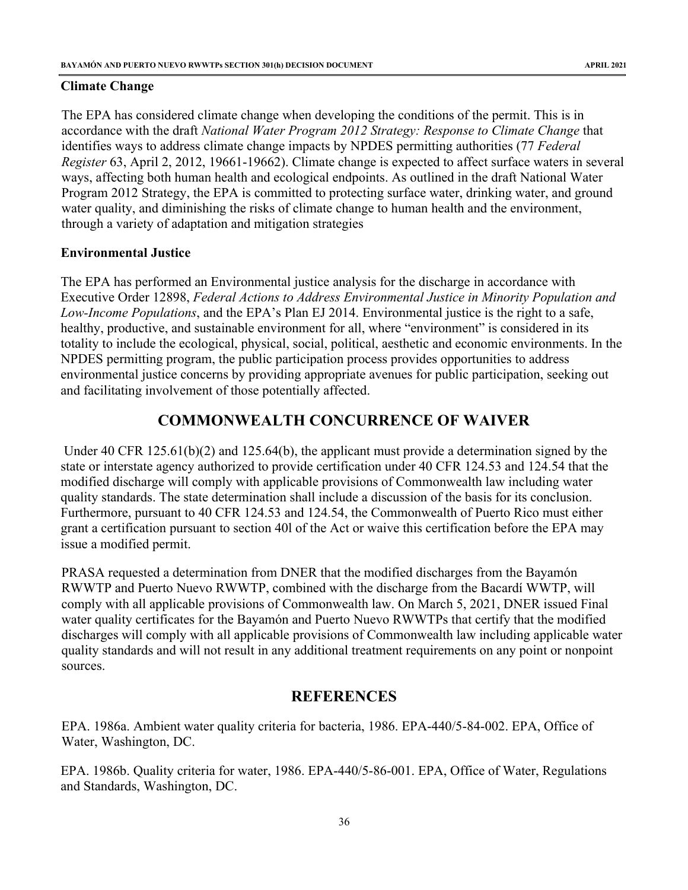**Climate Change**

The EPA has considered climate change when developing the conditions of the permit. This is in accordance with the draft *National Water Program 2012 Strategy: Response to Climate Change* that identifies ways to address climate change impacts by NPDES permitting authorities (77 *Federal Register* 63, April 2, 2012, 19661-19662). Climate change is expected to affect surface waters in several ways, affecting both human health and ecological endpoints. As outlined in the draft National Water Program 2012 Strategy, the EPA is committed to protecting surface water, drinking water, and ground water quality, and diminishing the risks of climate change to human health and the environment, through a variety of adaptation and mitigation strategies

**Environmental Justice**

The EPA has performed an Environmental justice analysis for the discharge in accordance with Executive Order 12898, *Federal Actions to Address Environmental Justice in Minority Population and Low-Income Populations*, and the EPA's Plan EJ 2014. Environmental justice is the right to a safe, healthy, productive, and sustainable environment for all, where "environment" is considered in its totality to include the ecological, physical, social, political, aesthetic and economic environments. In the NPDES permitting program, the public participation process provides opportunities to address environmental justice concerns by providing appropriate avenues for public participation, seeking out and facilitating involvement of those potentially affected.

## COMMONWEALTH CONCURRENCE OF WAIVER

Under 40 CFR 125.61(b)(2) and 125.64(b), the applicant must provide a determination signed by the state or interstate agency authorized to provide certification under 40 CFR 124.53 and 124.54 that the modified discharge will comply with applicable provisions of Commonwealth law including water quality standards. The state determination shall include a discussion of the basis for its conclusion. Furthermore, pursuant to 40 CFR 124.53 and 124.54, the Commonwealth of Puerto Rico must either grant a certification pursuant to section 40l of the Act or waive this certification before the EPA may issue a modified permit.

PRASA requested a determination from DNER that the modified discharges from the Bayamón RWWTP and Puerto Nuevo RWWTP, combined with the discharge from the Bacardí WWTP, will comply with all applicable provisions of Commonwealth law. On March 5, 2021, DNER issued Final water quality certificates for the Bayamón and Puerto Nuevo RWWTPs that certify that the modified discharges will comply with all applicable provisions of Commonwealth law including applicable water quality standards and will not result in any additional treatment requirements on any point or nonpoint sources.

## REFERENCES

EPA. 1986a. Ambient water quality criteria for bacteria, 1986. EPA-440/5-84-002. EPA, Office of Water, Washington, DC.

EPA. 1986b. Quality criteria for water, 1986. EPA-440/5-86-001. EPA, Office of Water, Regulations and Standards, Washington, DC.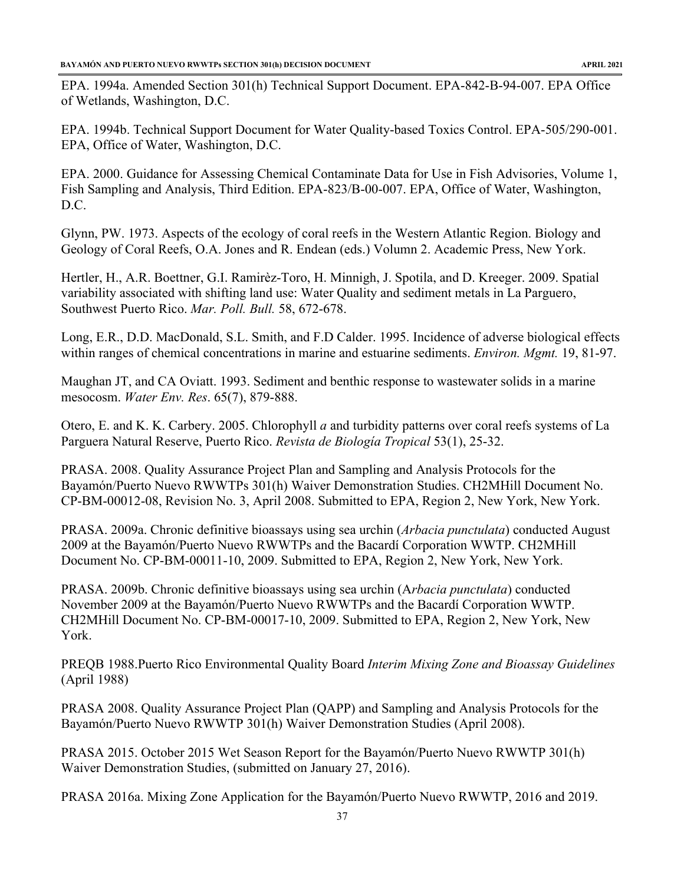EPA. 1994a. Amended Section 301(h) Technical Support Document. EPA-842-B-94-007. EPA Office of Wetlands, Washington, D.C.

EPA. 1994b. Technical Support Document for Water Quality-based Toxics Control. EPA-505/290-001. EPA, Office of Water, Washington, D.C.

EPA. 2000. Guidance for Assessing Chemical Contaminate Data for Use in Fish Advisories, Volume 1, Fish Sampling and Analysis, Third Edition. EPA-823/B-00-007. EPA, Office of Water, Washington, D.C.

Glynn, PW. 1973. Aspects of the ecology of coral reefs in the Western Atlantic Region. Biology and Geology of Coral Reefs, O.A. Jones and R. Endean (eds.) Volumn 2. Academic Press, New York.

Hertler, H., A.R. Boettner, G.I. Ramirèz-Toro, H. Minnigh, J. Spotila, and D. Kreeger. 2009. Spatial variability associated with shifting land use: Water Quality and sediment metals in La Parguero, Southwest Puerto Rico. *Mar. Poll. Bull.* 58, 672-678.

Long, E.R., D.D. MacDonald, S.L. Smith, and F.D Calder. 1995. Incidence of adverse biological effects within ranges of chemical concentrations in marine and estuarine sediments. *Environ. Mgmt.* 19, 81-97.

Maughan JT, and CA Oviatt. 1993. Sediment and benthic response to wastewater solids in a marine mesocosm. *Water Env. Res*. 65(7), 879-888.

Otero, E. and K. K. Carbery. 2005. Chlorophyll *a* and turbidity patterns over coral reefs systems of La Parguera Natural Reserve, Puerto Rico. *Revista de Biología Tropical* 53(1), 25-32.

PRASA. 2008. Quality Assurance Project Plan and Sampling and Analysis Protocols for the Bayamón/Puerto Nuevo RWWTPs 301(h) Waiver Demonstration Studies. CH2MHill Document No. CP-BM-00012-08, Revision No. 3, April 2008. Submitted to EPA, Region 2, New York, New York.

PRASA. 2009a. Chronic definitive bioassays using sea urchin (*Arbacia punctulata*) conducted August 2009 at the Bayamón/Puerto Nuevo RWWTPs and the Bacardí Corporation WWTP. CH2MHill Document No. CP-BM-00011-10, 2009. Submitted to EPA, Region 2, New York, New York.

PRASA. 2009b. Chronic definitive bioassays using sea urchin (A*rbacia punctulata*) conducted November 2009 at the Bayamón/Puerto Nuevo RWWTPs and the Bacardí Corporation WWTP. CH2MHill Document No. CP-BM-00017-10, 2009. Submitted to EPA, Region 2, New York, New York.

PREQB 1988.Puerto Rico Environmental Quality Board *Interim Mixing Zone and Bioassay Guidelines* (April 1988)

PRASA 2008. Quality Assurance Project Plan (QAPP) and Sampling and Analysis Protocols for the Bayamón/Puerto Nuevo RWWTP 301(h) Waiver Demonstration Studies (April 2008).

PRASA 2015. October 2015 Wet Season Report for the Bayamón/Puerto Nuevo RWWTP 301(h) Waiver Demonstration Studies, (submitted on January 27, 2016).

PRASA 2016a. Mixing Zone Application for the Bayamón/Puerto Nuevo RWWTP, 2016 and 2019.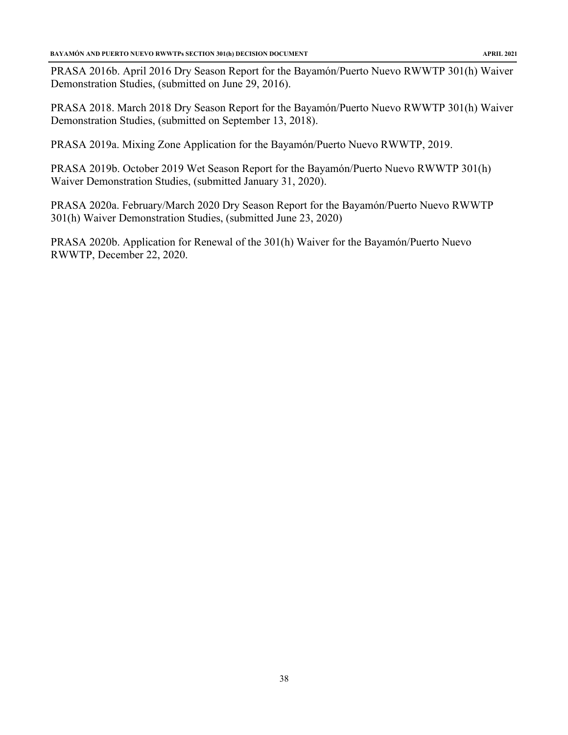PRASA 2016b. April 2016 Dry Season Report for the Bayamón/Puerto Nuevo RWWTP 301(h) Waiver Demonstration Studies, (submitted on June 29, 2016).

PRASA 2018. March 2018 Dry Season Report for the Bayamón/Puerto Nuevo RWWTP 301(h) Waiver Demonstration Studies, (submitted on September 13, 2018).

PRASA 2019a. Mixing Zone Application for the Bayamón/Puerto Nuevo RWWTP, 2019.

PRASA 2019b. October 2019 Wet Season Report for the Bayamón/Puerto Nuevo RWWTP 301(h) Waiver Demonstration Studies, (submitted January 31, 2020).

PRASA 2020a. February/March 2020 Dry Season Report for the Bayamón/Puerto Nuevo RWWTP 301(h) Waiver Demonstration Studies, (submitted June 23, 2020)

PRASA 2020b. Application for Renewal of the 301(h) Waiver for the Bayamón/Puerto Nuevo RWWTP, December 22, 2020.